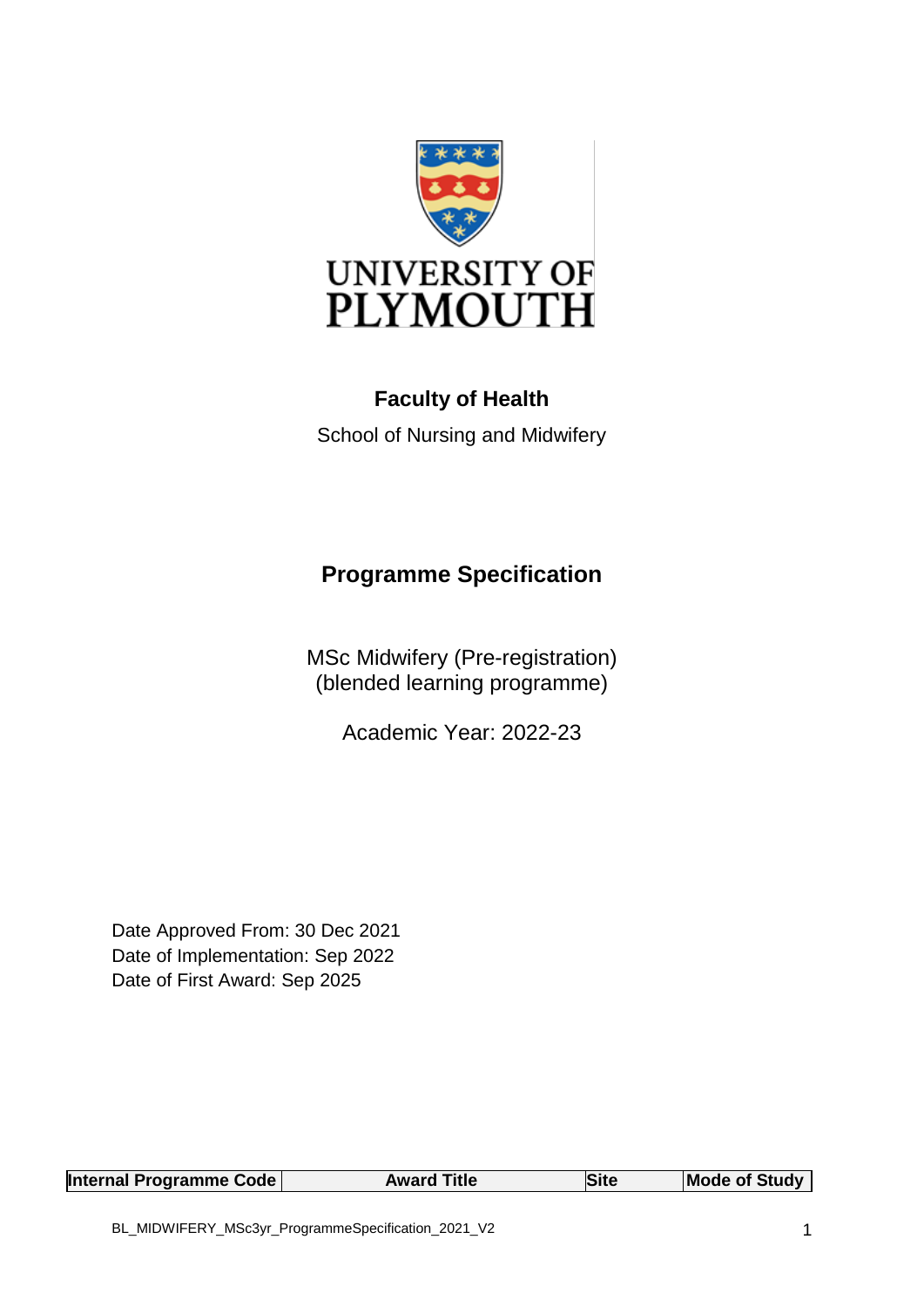UNIVERSITY OF PLYMOUTH

**Faculty of Health**

School of Nursing and Midwifery

# Programme Specification

MSc Midwifery (Pre-registration)
(blended learning programme)

Academic Year: 2022-23

Date Approved From: 30 Dec 2021
Date of Implementation: Sep 2022
Date of First Award: Sep 2025

| Internal Programme Code | Award Title | Site | Mode of Study |
|---|---|---|---|

BL_MIDWIFERY_MSc3yr_ProgrammeSpecification_2021_V2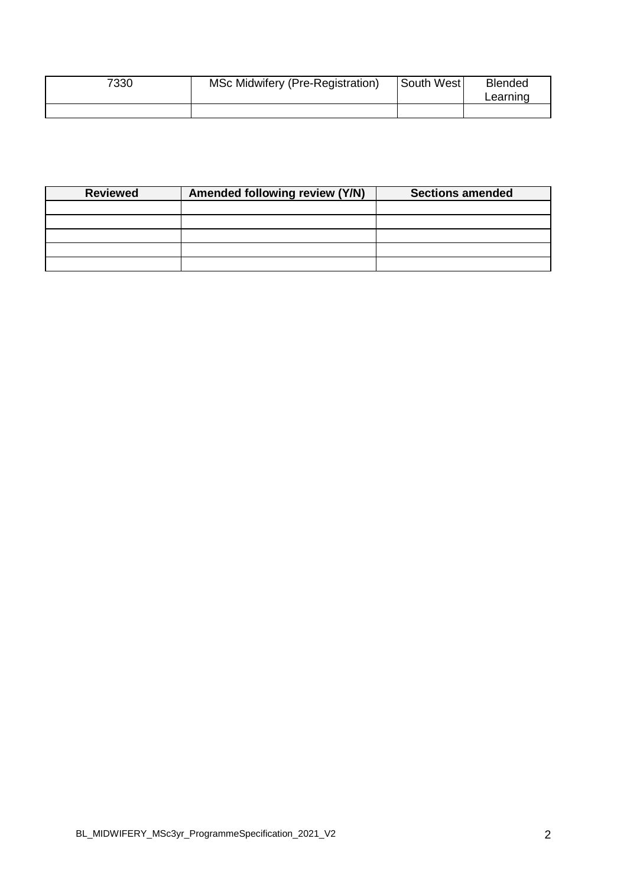| 7330 | MSc Midwifery (Pre-Registration) | South West | Blended Learning |
|---|---|---|---|
| | | | |

| Reviewed | Amended following review (Y/N) | Sections amended |
|---|---|---|
| | | |
| | | |
| | | |
| | | |
| | | |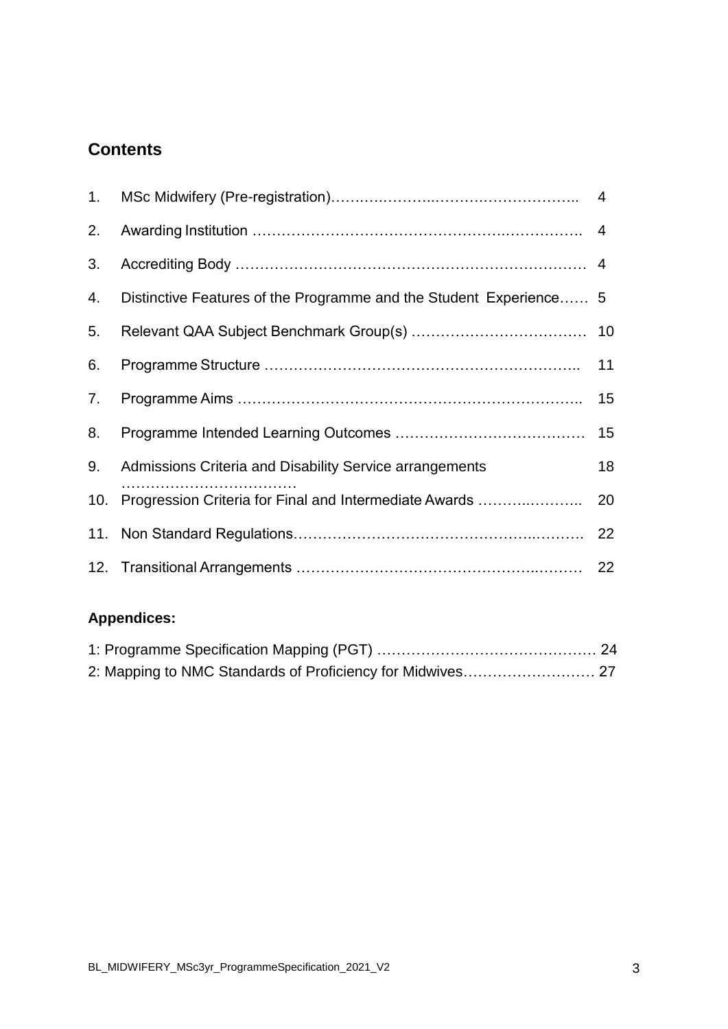## Contents

| | | |
|---|---|---|
| 1. | MSc Midwifery (Pre-registration)………………………………………………….. | 4 |
| 2. | Awarding Institution ……………………………………………………………. | 4 |
| 3. | Accrediting Body ……………………………………………………………… | 4 |
| 4. | Distinctive Features of the Programme and the Student Experience…… | 5 |
| 5. | Relevant QAA Subject Benchmark Group(s) ……………………………… | 10 |
| 6. | Programme Structure ………………………………………………………….. | 11 |
| 7. | Programme Aims …………………………………………………………….. | 15 |
| 8. | Programme Intended Learning Outcomes ………………………………… | 15 |
| 9. | Admissions Criteria and Disability Service arrangements ……………………………… | 18 |
| 10. | Progression Criteria for Final and Intermediate Awards ……………………. | 20 |
| 11. | Non Standard Regulations…………………………………………………. | 22 |
| 12. | Transitional Arrangements ………………………………………………… | 22 |

### Appendices:

1: Programme Specification Mapping (PGT) ……………………………………. 24
2: Mapping to NMC Standards of Proficiency for Midwives……………………… 27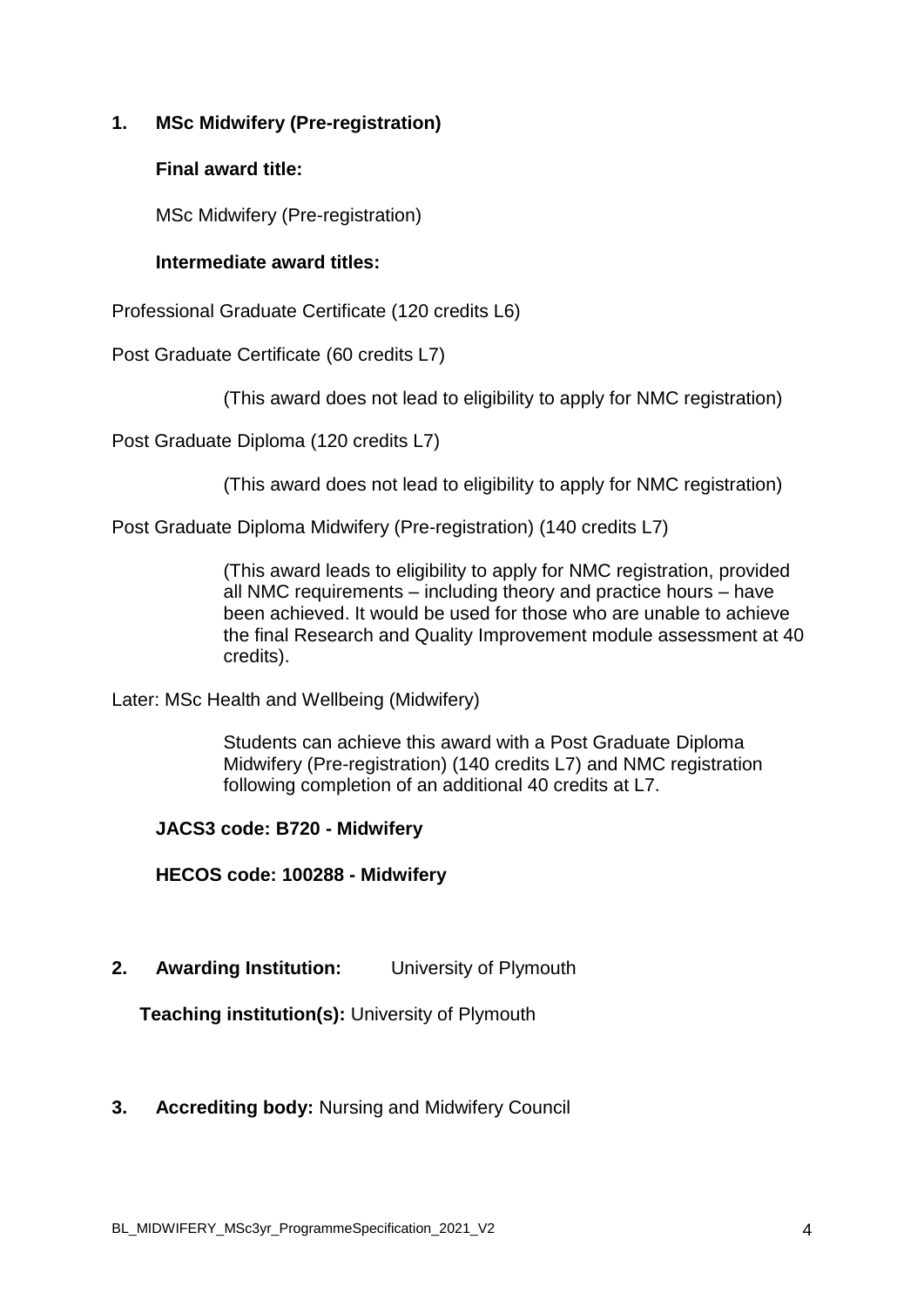**1. MSc Midwifery (Pre-registration)**

**Final award title:**

MSc Midwifery (Pre-registration)

**Intermediate award titles:**

Professional Graduate Certificate (120 credits L6)

Post Graduate Certificate (60 credits L7)

(This award does not lead to eligibility to apply for NMC registration)

Post Graduate Diploma (120 credits L7)

(This award does not lead to eligibility to apply for NMC registration)

Post Graduate Diploma Midwifery (Pre-registration) (140 credits L7)

(This award leads to eligibility to apply for NMC registration, provided all NMC requirements – including theory and practice hours – have been achieved. It would be used for those who are unable to achieve the final Research and Quality Improvement module assessment at 40 credits).

Later: MSc Health and Wellbeing (Midwifery)

Students can achieve this award with a Post Graduate Diploma Midwifery (Pre-registration) (140 credits L7) and NMC registration following completion of an additional 40 credits at L7.

**JACS3 code: B720 - Midwifery**

**HECOS code: 100288 - Midwifery**

**2. Awarding Institution:** University of Plymouth

**Teaching institution(s):** University of Plymouth

**3. Accrediting body:** Nursing and Midwifery Council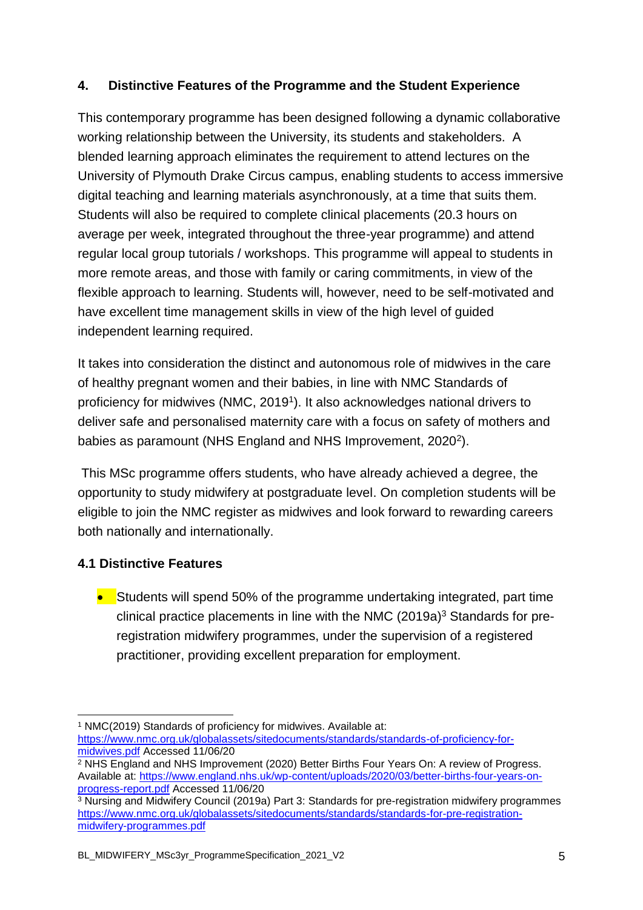## 4. Distinctive Features of the Programme and the Student Experience

This contemporary programme has been designed following a dynamic collaborative working relationship between the University, its students and stakeholders. A blended learning approach eliminates the requirement to attend lectures on the University of Plymouth Drake Circus campus, enabling students to access immersive digital teaching and learning materials asynchronously, at a time that suits them. Students will also be required to complete clinical placements (20.3 hours on average per week, integrated throughout the three-year programme) and attend regular local group tutorials / workshops. This programme will appeal to students in more remote areas, and those with family or caring commitments, in view of the flexible approach to learning. Students will, however, need to be self-motivated and have excellent time management skills in view of the high level of guided independent learning required.

It takes into consideration the distinct and autonomous role of midwives in the care of healthy pregnant women and their babies, in line with NMC Standards of proficiency for midwives (NMC, 2019[1]). It also acknowledges national drivers to deliver safe and personalised maternity care with a focus on safety of mothers and babies as paramount (NHS England and NHS Improvement, 2020[2]).

This MSc programme offers students, who have already achieved a degree, the opportunity to study midwifery at postgraduate level. On completion students will be eligible to join the NMC register as midwives and look forward to rewarding careers both nationally and internationally.

### 4.1 Distinctive Features

- Students will spend 50% of the programme undertaking integrated, part time clinical practice placements in line with the NMC (2019a)[3] Standards for pre-registration midwifery programmes, under the supervision of a registered practitioner, providing excellent preparation for employment.

---

[1] NMC(2019) Standards of proficiency for midwives. Available at: https://www.nmc.org.uk/globalassets/sitedocuments/standards/standards-of-proficiency-for-midwives.pdf Accessed 11/06/20

[2] NHS England and NHS Improvement (2020) Better Births Four Years On: A review of Progress. Available at: https://www.england.nhs.uk/wp-content/uploads/2020/03/better-births-four-years-on-progress-report.pdf Accessed 11/06/20

[3] Nursing and Midwifery Council (2019a) Part 3: Standards for pre-registration midwifery programmes https://www.nmc.org.uk/globalassets/sitedocuments/standards/standards-for-pre-registration-midwifery-programmes.pdf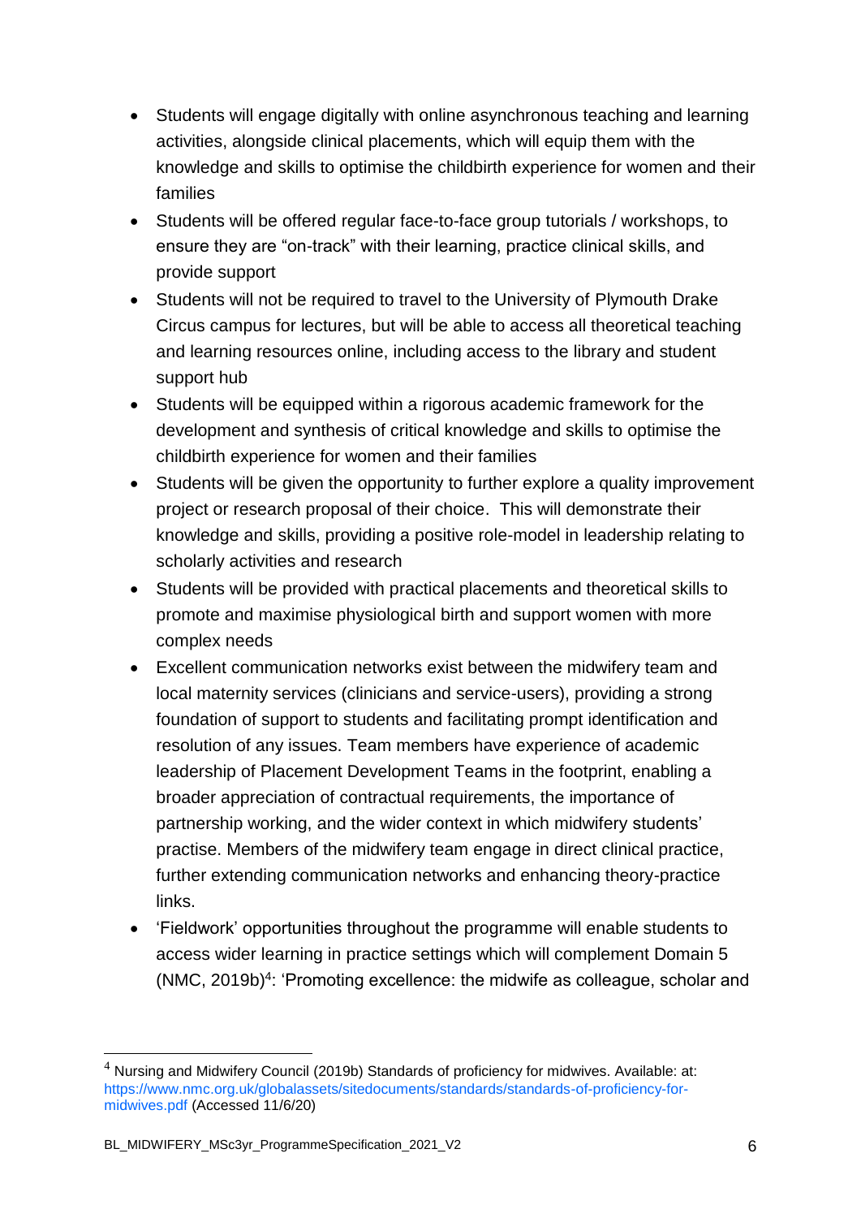- Students will engage digitally with online asynchronous teaching and learning activities, alongside clinical placements, which will equip them with the knowledge and skills to optimise the childbirth experience for women and their families
- Students will be offered regular face-to-face group tutorials / workshops, to ensure they are “on-track” with their learning, practice clinical skills, and provide support
- Students will not be required to travel to the University of Plymouth Drake Circus campus for lectures, but will be able to access all theoretical teaching and learning resources online, including access to the library and student support hub
- Students will be equipped within a rigorous academic framework for the development and synthesis of critical knowledge and skills to optimise the childbirth experience for women and their families
- Students will be given the opportunity to further explore a quality improvement project or research proposal of their choice. This will demonstrate their knowledge and skills, providing a positive role-model in leadership relating to scholarly activities and research
- Students will be provided with practical placements and theoretical skills to promote and maximise physiological birth and support women with more complex needs
- Excellent communication networks exist between the midwifery team and local maternity services (clinicians and service-users), providing a strong foundation of support to students and facilitating prompt identification and resolution of any issues. Team members have experience of academic leadership of Placement Development Teams in the footprint, enabling a broader appreciation of contractual requirements, the importance of partnership working, and the wider context in which midwifery students' practise. Members of the midwifery team engage in direct clinical practice, further extending communication networks and enhancing theory-practice links.
- ‘Fieldwork’ opportunities throughout the programme will enable students to access wider learning in practice settings which will complement Domain 5 (NMC, 2019b)[4]: ‘Promoting excellence: the midwife as colleague, scholar and

[4] Nursing and Midwifery Council (2019b) Standards of proficiency for midwives. Available: at: https://www.nmc.org.uk/globalassets/sitedocuments/standards/standards-of-proficiency-for-midwives.pdf (Accessed 11/6/20)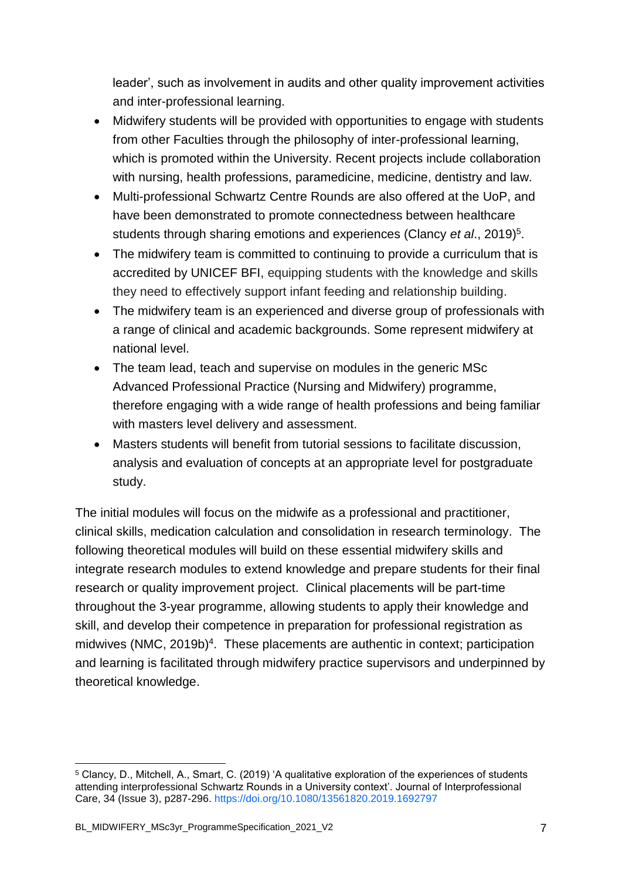leader', such as involvement in audits and other quality improvement activities and inter-professional learning.

- Midwifery students will be provided with opportunities to engage with students from other Faculties through the philosophy of inter-professional learning, which is promoted within the University. Recent projects include collaboration with nursing, health professions, paramedicine, medicine, dentistry and law.
- Multi-professional Schwartz Centre Rounds are also offered at the UoP, and have been demonstrated to promote connectedness between healthcare students through sharing emotions and experiences (Clancy *et al*., 2019)[5].
- The midwifery team is committed to continuing to provide a curriculum that is accredited by UNICEF BFI, equipping students with the knowledge and skills they need to effectively support infant feeding and relationship building.
- The midwifery team is an experienced and diverse group of professionals with a range of clinical and academic backgrounds. Some represent midwifery at national level.
- The team lead, teach and supervise on modules in the generic MSc Advanced Professional Practice (Nursing and Midwifery) programme, therefore engaging with a wide range of health professions and being familiar with masters level delivery and assessment.
- Masters students will benefit from tutorial sessions to facilitate discussion, analysis and evaluation of concepts at an appropriate level for postgraduate study.

The initial modules will focus on the midwife as a professional and practitioner, clinical skills, medication calculation and consolidation in research terminology. The following theoretical modules will build on these essential midwifery skills and integrate research modules to extend knowledge and prepare students for their final research or quality improvement project. Clinical placements will be part-time throughout the 3-year programme, allowing students to apply their knowledge and skill, and develop their competence in preparation for professional registration as midwives (NMC, 2019b)[4]. These placements are authentic in context; participation and learning is facilitated through midwifery practice supervisors and underpinned by theoretical knowledge.

---

[5] Clancy, D., Mitchell, A., Smart, C. (2019) 'A qualitative exploration of the experiences of students attending interprofessional Schwartz Rounds in a University context'. Journal of Interprofessional Care, 34 (Issue 3), p287-296. https://doi.org/10.1080/13561820.2019.1692797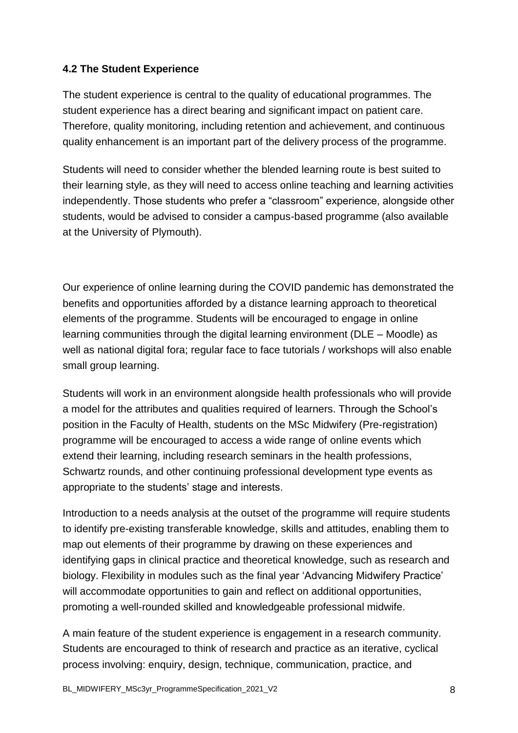### 4.2 The Student Experience

The student experience is central to the quality of educational programmes. The student experience has a direct bearing and significant impact on patient care. Therefore, quality monitoring, including retention and achievement, and continuous quality enhancement is an important part of the delivery process of the programme.

Students will need to consider whether the blended learning route is best suited to their learning style, as they will need to access online teaching and learning activities independently. Those students who prefer a "classroom" experience, alongside other students, would be advised to consider a campus-based programme (also available at the University of Plymouth).

Our experience of online learning during the COVID pandemic has demonstrated the benefits and opportunities afforded by a distance learning approach to theoretical elements of the programme. Students will be encouraged to engage in online learning communities through the digital learning environment (DLE – Moodle) as well as national digital fora; regular face to face tutorials / workshops will also enable small group learning.

Students will work in an environment alongside health professionals who will provide a model for the attributes and qualities required of learners. Through the School's position in the Faculty of Health, students on the MSc Midwifery (Pre-registration) programme will be encouraged to access a wide range of online events which extend their learning, including research seminars in the health professions, Schwartz rounds, and other continuing professional development type events as appropriate to the students' stage and interests.

Introduction to a needs analysis at the outset of the programme will require students to identify pre-existing transferable knowledge, skills and attitudes, enabling them to map out elements of their programme by drawing on these experiences and identifying gaps in clinical practice and theoretical knowledge, such as research and biology. Flexibility in modules such as the final year 'Advancing Midwifery Practice' will accommodate opportunities to gain and reflect on additional opportunities, promoting a well-rounded skilled and knowledgeable professional midwife.

A main feature of the student experience is engagement in a research community. Students are encouraged to think of research and practice as an iterative, cyclical process involving: enquiry, design, technique, communication, practice, and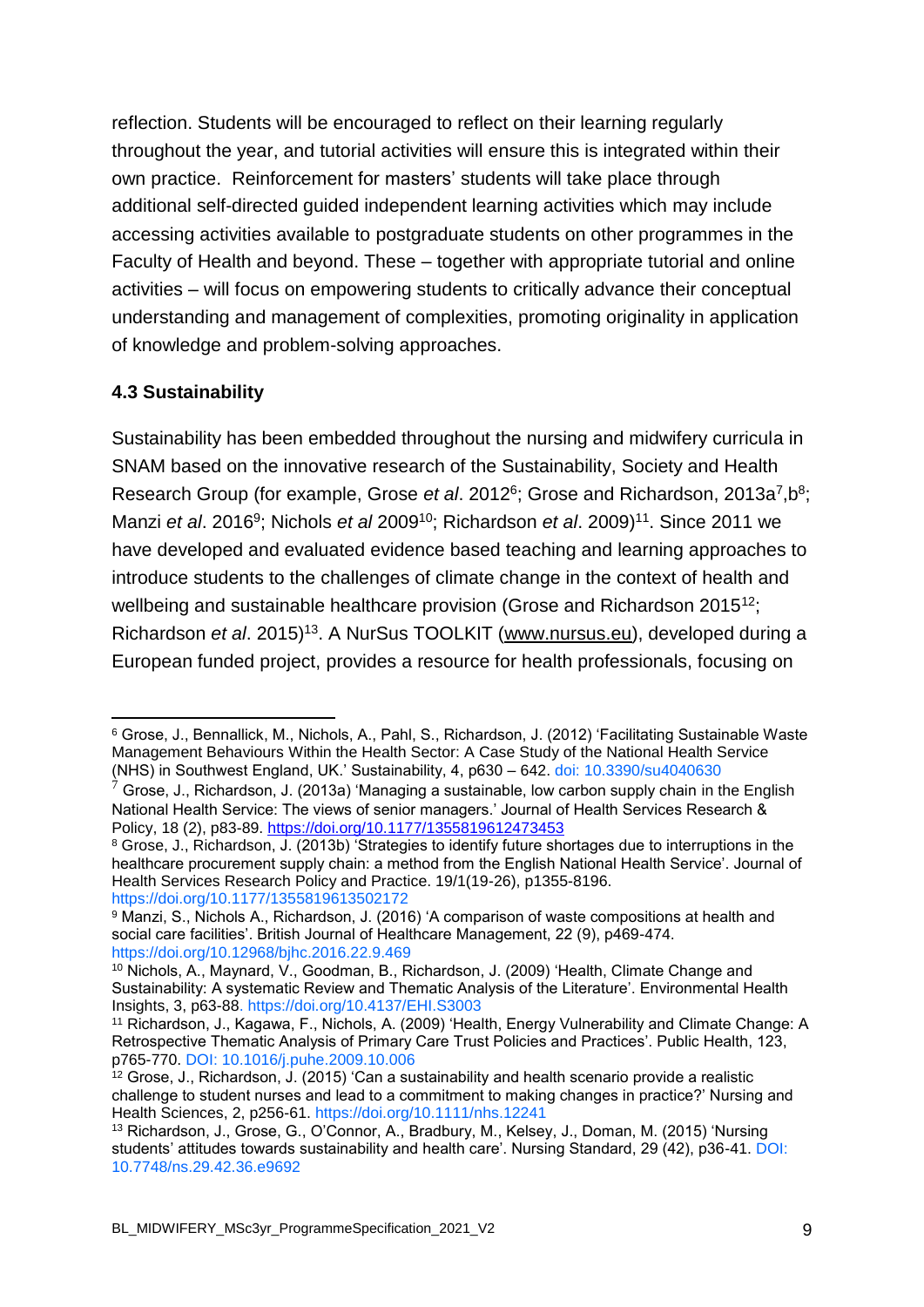reflection. Students will be encouraged to reflect on their learning regularly throughout the year, and tutorial activities will ensure this is integrated within their own practice. Reinforcement for masters' students will take place through additional self-directed guided independent learning activities which may include accessing activities available to postgraduate students on other programmes in the Faculty of Health and beyond. These – together with appropriate tutorial and online activities – will focus on empowering students to critically advance their conceptual understanding and management of complexities, promoting originality in application of knowledge and problem-solving approaches.

### 4.3 Sustainability

Sustainability has been embedded throughout the nursing and midwifery curricula in SNAM based on the innovative research of the Sustainability, Society and Health Research Group (for example, Grose *et al*. 2012[6]; Grose and Richardson, 2013a[7],b[8]; Manzi *et al*. 2016[9]; Nichols *et al* 2009[10]; Richardson *et al*. 2009)[11]. Since 2011 we have developed and evaluated evidence based teaching and learning approaches to introduce students to the challenges of climate change in the context of health and wellbeing and sustainable healthcare provision (Grose and Richardson 2015[12]; Richardson *et al*. 2015)[13]. A NurSus TOOLKIT (www.nursus.eu), developed during a European funded project, provides a resource for health professionals, focusing on

---

[6] Grose, J., Bennallick, M., Nichols, A., Pahl, S., Richardson, J. (2012) 'Facilitating Sustainable Waste Management Behaviours Within the Health Sector: A Case Study of the National Health Service (NHS) in Southwest England, UK.' Sustainability, 4, p630 – 642. doi: 10.3390/su4040630

[7] Grose, J., Richardson, J. (2013a) 'Managing a sustainable, low carbon supply chain in the English National Health Service: The views of senior managers.' Journal of Health Services Research & Policy, 18 (2), p83-89. https://doi.org/10.1177/1355819612473453

[8] Grose, J., Richardson, J. (2013b) 'Strategies to identify future shortages due to interruptions in the healthcare procurement supply chain: a method from the English National Health Service'. Journal of Health Services Research Policy and Practice. 19/1(19-26), p1355-8196. https://doi.org/10.1177/1355819613502172

[9] Manzi, S., Nichols A., Richardson, J. (2016) 'A comparison of waste compositions at health and social care facilities'. British Journal of Healthcare Management, 22 (9), p469-474. https://doi.org/10.12968/bjhc.2016.22.9.469

[10] Nichols, A., Maynard, V., Goodman, B., Richardson, J. (2009) 'Health, Climate Change and Sustainability: A systematic Review and Thematic Analysis of the Literature'. Environmental Health Insights, 3, p63-88. https://doi.org/10.4137/EHI.S3003

[11] Richardson, J., Kagawa, F., Nichols, A. (2009) 'Health, Energy Vulnerability and Climate Change: A Retrospective Thematic Analysis of Primary Care Trust Policies and Practices'. Public Health, 123, p765-770. DOI: 10.1016/j.puhe.2009.10.006

[12] Grose, J., Richardson, J. (2015) 'Can a sustainability and health scenario provide a realistic challenge to student nurses and lead to a commitment to making changes in practice?' Nursing and Health Sciences, 2, p256-61. https://doi.org/10.1111/nhs.12241

[13] Richardson, J., Grose, G., O'Connor, A., Bradbury, M., Kelsey, J., Doman, M. (2015) 'Nursing students' attitudes towards sustainability and health care'. Nursing Standard, 29 (42), p36-41. DOI: 10.7748/ns.29.42.36.e9692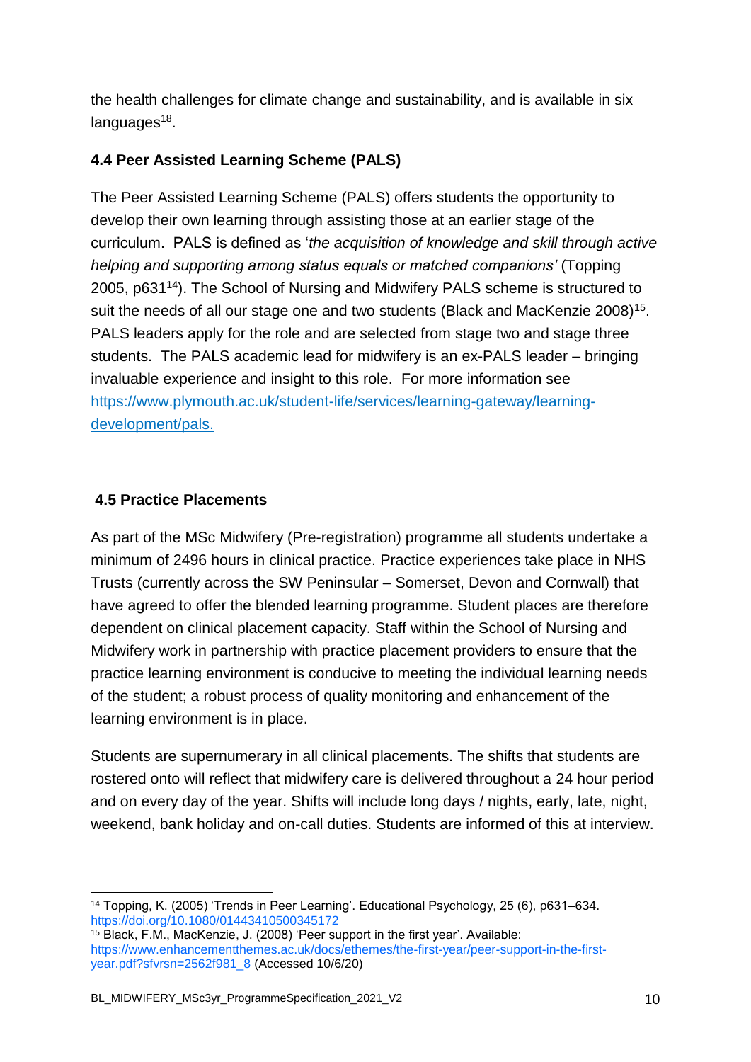the health challenges for climate change and sustainability, and is available in six languages[18].

### 4.4 Peer Assisted Learning Scheme (PALS)

The Peer Assisted Learning Scheme (PALS) offers students the opportunity to develop their own learning through assisting those at an earlier stage of the curriculum. PALS is defined as '*the acquisition of knowledge and skill through active helping and supporting among status equals or matched companions'* (Topping 2005, p631[14]). The School of Nursing and Midwifery PALS scheme is structured to suit the needs of all our stage one and two students (Black and MacKenzie 2008)[15]. PALS leaders apply for the role and are selected from stage two and stage three students. The PALS academic lead for midwifery is an ex-PALS leader – bringing invaluable experience and insight to this role. For more information see [https://www.plymouth.ac.uk/student-life/services/learning-gateway/learning-development/pals.](https://www.plymouth.ac.uk/student-life/services/learning-gateway/learning-development/pals)

### 4.5 Practice Placements

As part of the MSc Midwifery (Pre-registration) programme all students undertake a minimum of 2496 hours in clinical practice. Practice experiences take place in NHS Trusts (currently across the SW Peninsular – Somerset, Devon and Cornwall) that have agreed to offer the blended learning programme. Student places are therefore dependent on clinical placement capacity. Staff within the School of Nursing and Midwifery work in partnership with practice placement providers to ensure that the practice learning environment is conducive to meeting the individual learning needs of the student; a robust process of quality monitoring and enhancement of the learning environment is in place.

Students are supernumerary in all clinical placements. The shifts that students are rostered onto will reflect that midwifery care is delivered throughout a 24 hour period and on every day of the year. Shifts will include long days / nights, early, late, night, weekend, bank holiday and on-call duties. Students are informed of this at interview.

---

[14] Topping, K. (2005) 'Trends in Peer Learning'. Educational Psychology, 25 (6), p631–634. https://doi.org/10.1080/01443410500345172

[15] Black, F.M., MacKenzie, J. (2008) 'Peer support in the first year'. Available: https://www.enhancementthemes.ac.uk/docs/ethemes/the-first-year/peer-support-in-the-first-year.pdf?sfvrsn=2562f981_8 (Accessed 10/6/20)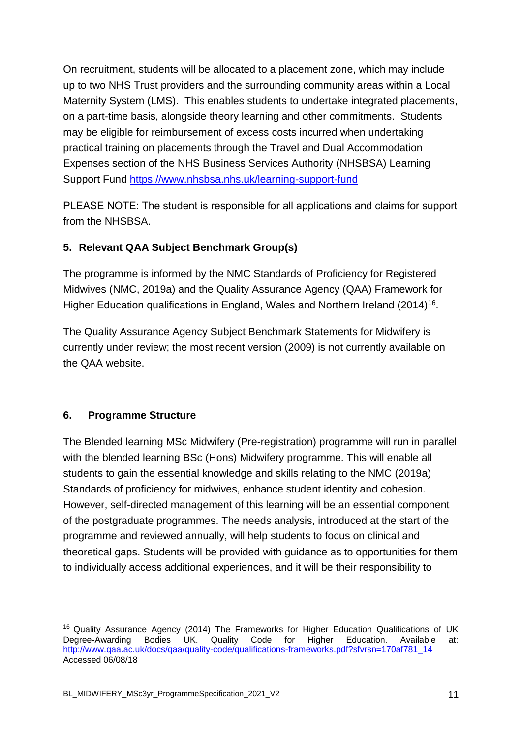On recruitment, students will be allocated to a placement zone, which may include up to two NHS Trust providers and the surrounding community areas within a Local Maternity System (LMS). This enables students to undertake integrated placements, on a part-time basis, alongside theory learning and other commitments. Students may be eligible for reimbursement of excess costs incurred when undertaking practical training on placements through the Travel and Dual Accommodation Expenses section of the NHS Business Services Authority (NHSBSA) Learning Support Fund https://www.nhsbsa.nhs.uk/learning-support-fund

PLEASE NOTE: The student is responsible for all applications and claims for support from the NHSBSA.

## 5. Relevant QAA Subject Benchmark Group(s)

The programme is informed by the NMC Standards of Proficiency for Registered Midwives (NMC, 2019a) and the Quality Assurance Agency (QAA) Framework for Higher Education qualifications in England, Wales and Northern Ireland (2014)[16].

The Quality Assurance Agency Subject Benchmark Statements for Midwifery is currently under review; the most recent version (2009) is not currently available on the QAA website.

## 6. Programme Structure

The Blended learning MSc Midwifery (Pre-registration) programme will run in parallel with the blended learning BSc (Hons) Midwifery programme. This will enable all students to gain the essential knowledge and skills relating to the NMC (2019a) Standards of proficiency for midwives, enhance student identity and cohesion. However, self-directed management of this learning will be an essential component of the postgraduate programmes. The needs analysis, introduced at the start of the programme and reviewed annually, will help students to focus on clinical and theoretical gaps. Students will be provided with guidance as to opportunities for them to individually access additional experiences, and it will be their responsibility to

---

[16] Quality Assurance Agency (2014) The Frameworks for Higher Education Qualifications of UK Degree-Awarding Bodies UK. Quality Code for Higher Education. Available at: http://www.qaa.ac.uk/docs/qaa/quality-code/qualifications-frameworks.pdf?sfvrsn=170af781_14 Accessed 06/08/18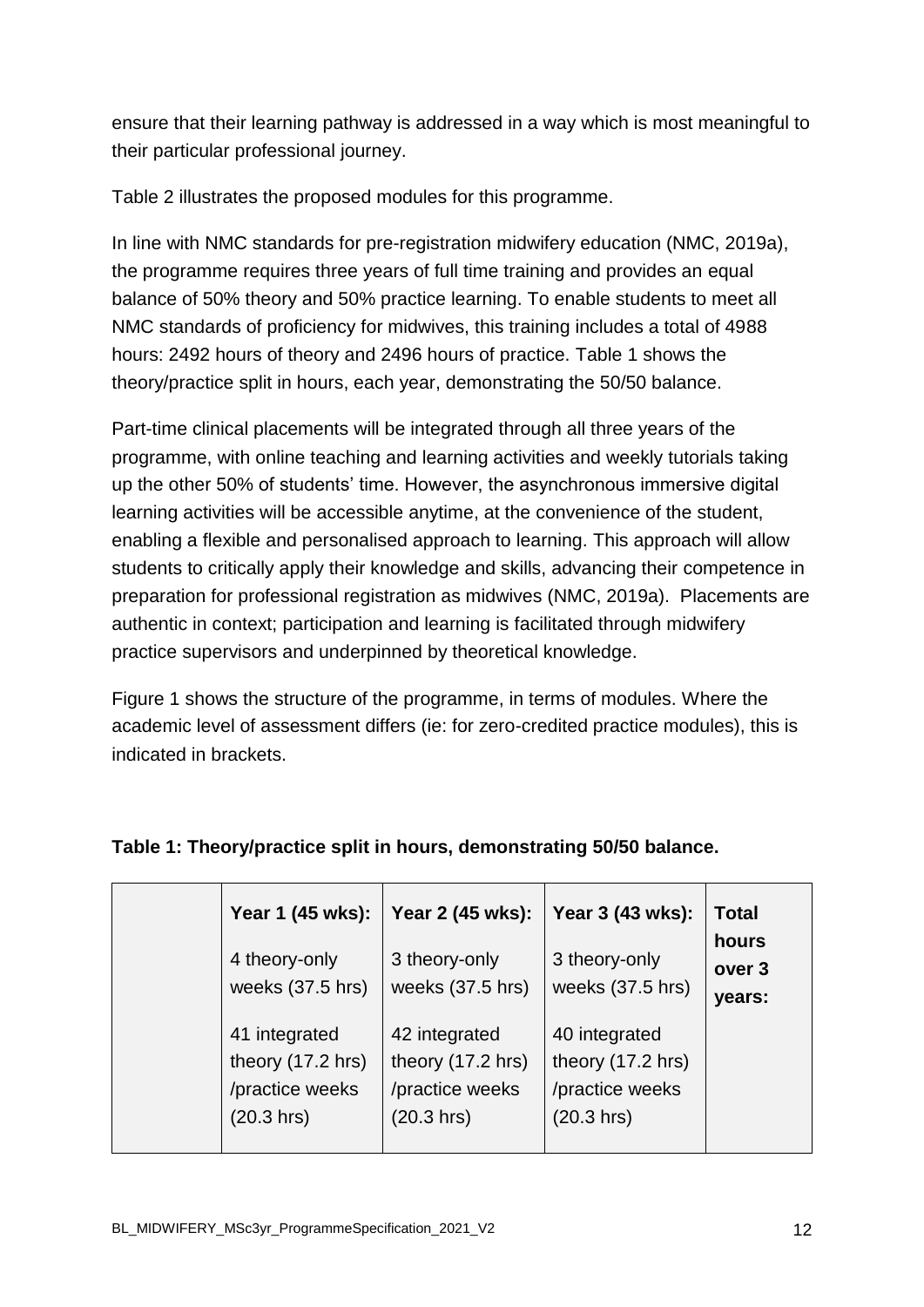ensure that their learning pathway is addressed in a way which is most meaningful to their particular professional journey.

Table 2 illustrates the proposed modules for this programme.

In line with NMC standards for pre-registration midwifery education (NMC, 2019a), the programme requires three years of full time training and provides an equal balance of 50% theory and 50% practice learning. To enable students to meet all NMC standards of proficiency for midwives, this training includes a total of 4988 hours: 2492 hours of theory and 2496 hours of practice. Table 1 shows the theory/practice split in hours, each year, demonstrating the 50/50 balance.

Part-time clinical placements will be integrated through all three years of the programme, with online teaching and learning activities and weekly tutorials taking up the other 50% of students' time. However, the asynchronous immersive digital learning activities will be accessible anytime, at the convenience of the student, enabling a flexible and personalised approach to learning. This approach will allow students to critically apply their knowledge and skills, advancing their competence in preparation for professional registration as midwives (NMC, 2019a). Placements are authentic in context; participation and learning is facilitated through midwifery practice supervisors and underpinned by theoretical knowledge.

Figure 1 shows the structure of the programme, in terms of modules. Where the academic level of assessment differs (ie: for zero-credited practice modules), this is indicated in brackets.

**Table 1: Theory/practice split in hours, demonstrating 50/50 balance.**

| | **Year 1 (45 wks):**<br>4 theory-only weeks (37.5 hrs)<br>41 integrated theory (17.2 hrs) /practice weeks (20.3 hrs) | **Year 2 (45 wks):**<br>3 theory-only weeks (37.5 hrs)<br>42 integrated theory (17.2 hrs) /practice weeks (20.3 hrs) | **Year 3 (43 wks):**<br>3 theory-only weeks (37.5 hrs)<br>40 integrated theory (17.2 hrs) /practice weeks (20.3 hrs) | **Total hours over 3 years:** |
|---|---|---|---|---|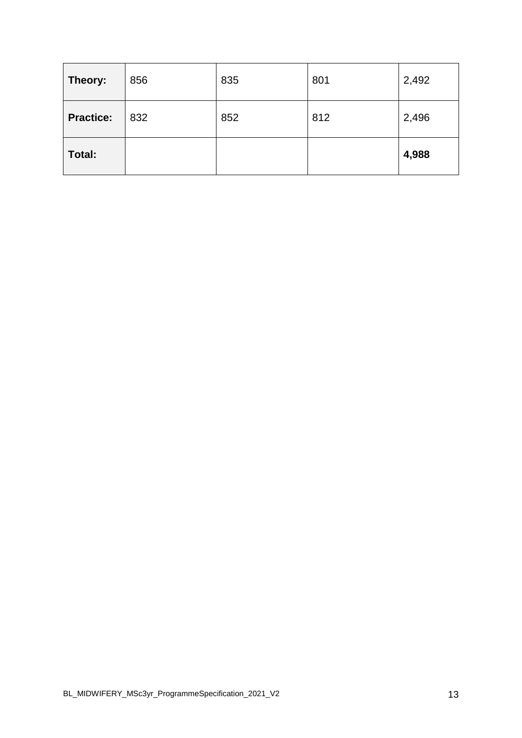| **Theory:** | 856 | 835 | 801 | 2,492 |
|---|---|---|---|---|
| **Practice:** | 832 | 852 | 812 | 2,496 |
| **Total:** | | | | **4,988** |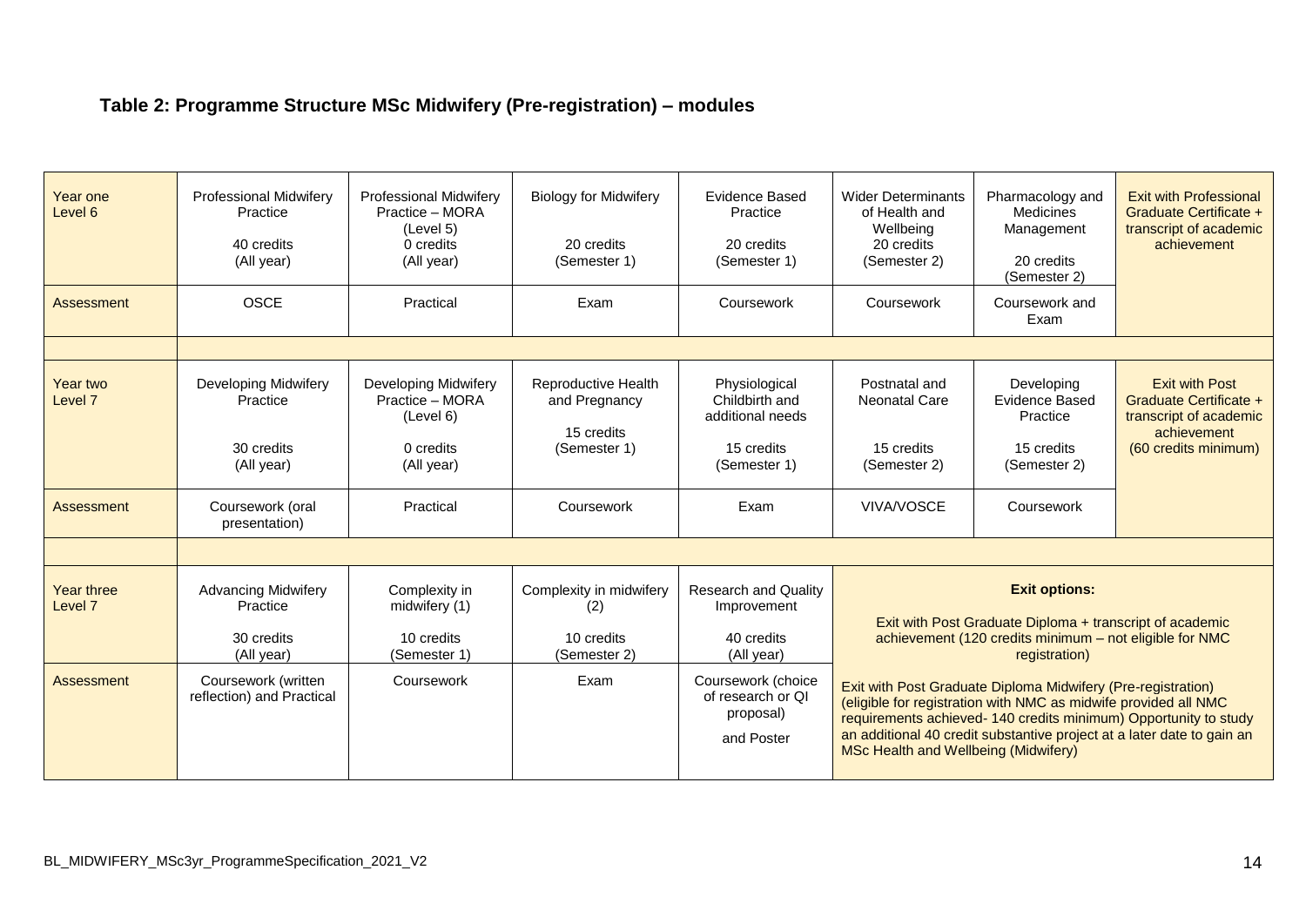### Table 2: Programme Structure MSc Midwifery (Pre-registration) – modules

| | | | | | | | |
|---|---|---|---|---|---|---|---|
| Year one Level 6 | Professional Midwifery Practice<br><br>40 credits<br>(All year) | Professional Midwifery Practice – MORA (Level 5)<br>0 credits<br>(All year) | Biology for Midwifery<br><br>20 credits<br>(Semester 1) | Evidence Based Practice<br><br>20 credits<br>(Semester 1) | Wider Determinants of Health and Wellbeing<br>20 credits<br>(Semester 2) | Pharmacology and Medicines Management<br><br>20 credits<br>(Semester 2) | Exit with Professional Graduate Certificate + transcript of academic achievement |
| Assessment | OSCE | Practical | Exam | Coursework | Coursework | Coursework and Exam | |
| | | | | | | | |
| Year two Level 7 | Developing Midwifery Practice<br><br>30 credits<br>(All year) | Developing Midwifery Practice – MORA (Level 6)<br><br>0 credits<br>(All year) | Reproductive Health and Pregnancy<br><br>15 credits<br>(Semester 1) | Physiological Childbirth and additional needs<br><br>15 credits<br>(Semester 1) | Postnatal and Neonatal Care<br><br>15 credits<br>(Semester 2) | Developing Evidence Based Practice<br><br>15 credits<br>(Semester 2) | Exit with Post Graduate Certificate + transcript of academic achievement (60 credits minimum) |
| Assessment | Coursework (oral presentation) | Practical | Coursework | Exam | VIVA/VOSCE | Coursework | |
| | | | | | | | |
| Year three Level 7 | Advancing Midwifery Practice<br><br>30 credits<br>(All year) | Complexity in midwifery (1)<br><br>10 credits<br>(Semester 1) | Complexity in midwifery (2)<br><br>10 credits<br>(Semester 2) | Research and Quality Improvement<br><br>40 credits<br>(All year) | **Exit options:**<br><br>Exit with Post Graduate Diploma + transcript of academic achievement (120 credits minimum – not eligible for NMC registration) | | |
| Assessment | Coursework (written reflection) and Practical | Coursework | Exam | Coursework (choice of research or QI proposal)<br><br>and Poster | Exit with Post Graduate Diploma Midwifery (Pre-registration) (eligible for registration with NMC as midwife provided all NMC requirements achieved- 140 credits minimum) Opportunity to study an additional 40 credit substantive project at a later date to gain an MSc Health and Wellbeing (Midwifery) | | |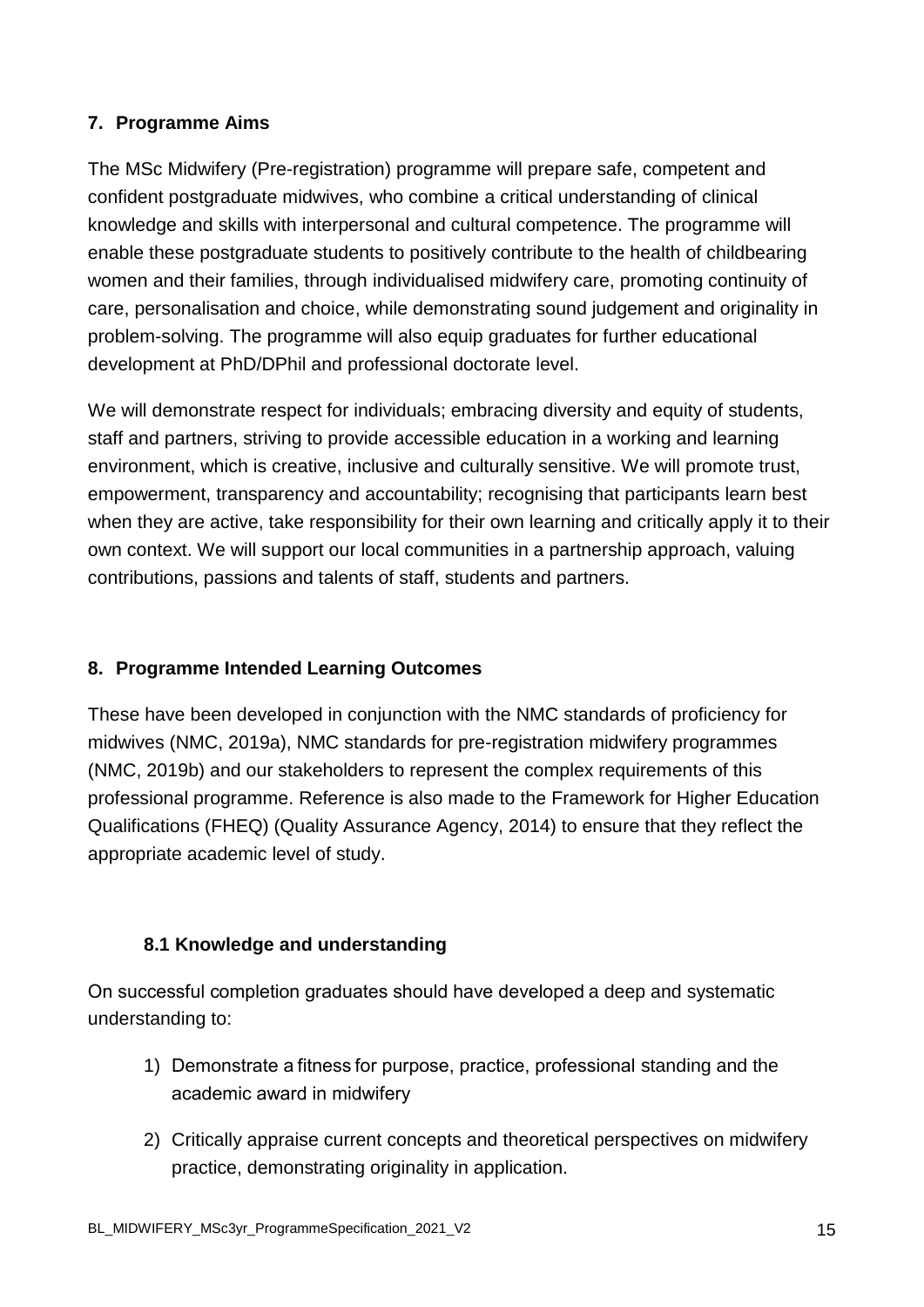## 7. Programme Aims

The MSc Midwifery (Pre-registration) programme will prepare safe, competent and confident postgraduate midwives, who combine a critical understanding of clinical knowledge and skills with interpersonal and cultural competence. The programme will enable these postgraduate students to positively contribute to the health of childbearing women and their families, through individualised midwifery care, promoting continuity of care, personalisation and choice, while demonstrating sound judgement and originality in problem-solving. The programme will also equip graduates for further educational development at PhD/DPhil and professional doctorate level.

We will demonstrate respect for individuals; embracing diversity and equity of students, staff and partners, striving to provide accessible education in a working and learning environment, which is creative, inclusive and culturally sensitive. We will promote trust, empowerment, transparency and accountability; recognising that participants learn best when they are active, take responsibility for their own learning and critically apply it to their own context. We will support our local communities in a partnership approach, valuing contributions, passions and talents of staff, students and partners.

## 8. Programme Intended Learning Outcomes

These have been developed in conjunction with the NMC standards of proficiency for midwives (NMC, 2019a), NMC standards for pre-registration midwifery programmes (NMC, 2019b) and our stakeholders to represent the complex requirements of this professional programme. Reference is also made to the Framework for Higher Education Qualifications (FHEQ) (Quality Assurance Agency, 2014) to ensure that they reflect the appropriate academic level of study.

### 8.1 Knowledge and understanding

On successful completion graduates should have developed a deep and systematic understanding to:

1) Demonstrate a fitness for purpose, practice, professional standing and the academic award in midwifery
2) Critically appraise current concepts and theoretical perspectives on midwifery practice, demonstrating originality in application.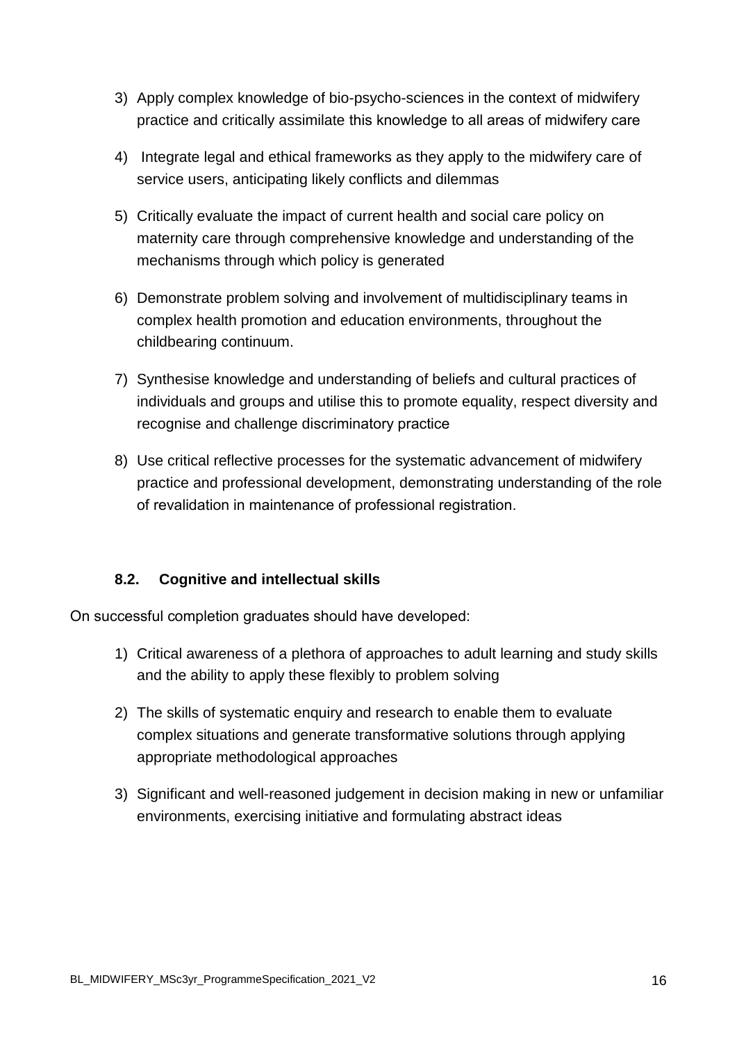3) Apply complex knowledge of bio-psycho-sciences in the context of midwifery practice and critically assimilate this knowledge to all areas of midwifery care

4) Integrate legal and ethical frameworks as they apply to the midwifery care of service users, anticipating likely conflicts and dilemmas

5) Critically evaluate the impact of current health and social care policy on maternity care through comprehensive knowledge and understanding of the mechanisms through which policy is generated

6) Demonstrate problem solving and involvement of multidisciplinary teams in complex health promotion and education environments, throughout the childbearing continuum.

7) Synthesise knowledge and understanding of beliefs and cultural practices of individuals and groups and utilise this to promote equality, respect diversity and recognise and challenge discriminatory practice

8) Use critical reflective processes for the systematic advancement of midwifery practice and professional development, demonstrating understanding of the role of revalidation in maintenance of professional registration.

### 8.2. Cognitive and intellectual skills

On successful completion graduates should have developed:

1) Critical awareness of a plethora of approaches to adult learning and study skills and the ability to apply these flexibly to problem solving

2) The skills of systematic enquiry and research to enable them to evaluate complex situations and generate transformative solutions through applying appropriate methodological approaches

3) Significant and well-reasoned judgement in decision making in new or unfamiliar environments, exercising initiative and formulating abstract ideas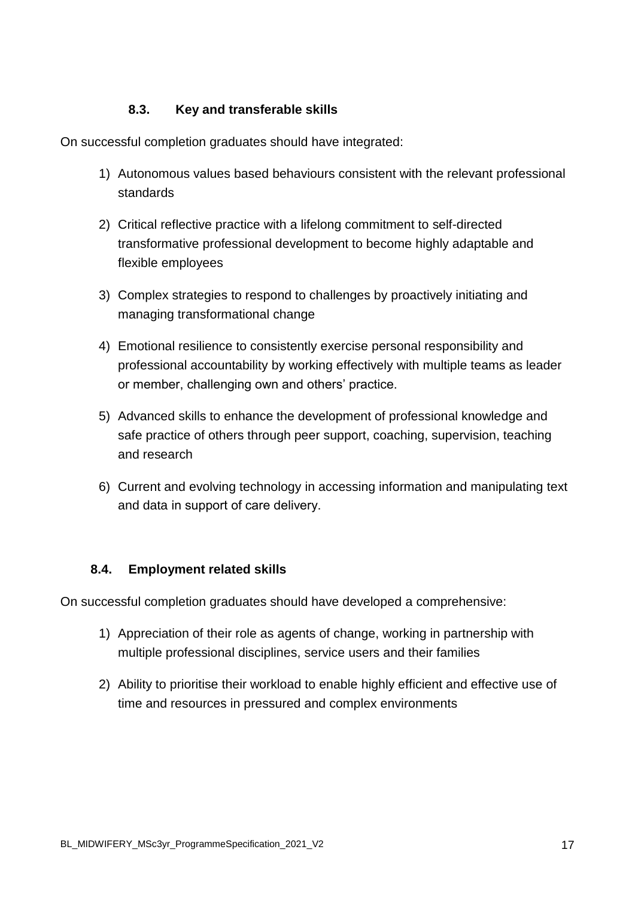### 8.3. Key and transferable skills

On successful completion graduates should have integrated:

1) Autonomous values based behaviours consistent with the relevant professional standards

2) Critical reflective practice with a lifelong commitment to self-directed transformative professional development to become highly adaptable and flexible employees

3) Complex strategies to respond to challenges by proactively initiating and managing transformational change

4) Emotional resilience to consistently exercise personal responsibility and professional accountability by working effectively with multiple teams as leader or member, challenging own and others' practice.

5) Advanced skills to enhance the development of professional knowledge and safe practice of others through peer support, coaching, supervision, teaching and research

6) Current and evolving technology in accessing information and manipulating text and data in support of care delivery.

### 8.4. Employment related skills

On successful completion graduates should have developed a comprehensive:

1) Appreciation of their role as agents of change, working in partnership with multiple professional disciplines, service users and their families

2) Ability to prioritise their workload to enable highly efficient and effective use of time and resources in pressured and complex environments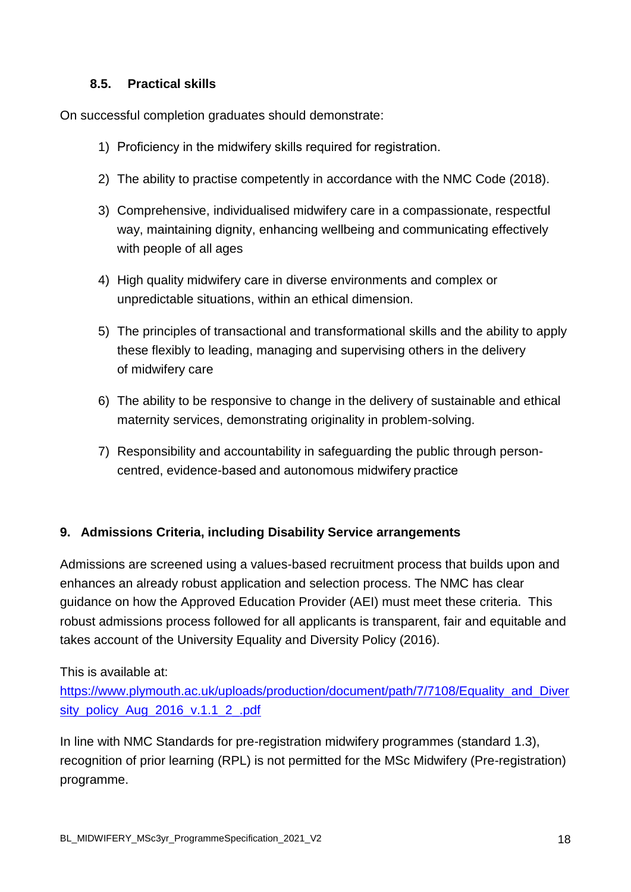### 8.5. Practical skills

On successful completion graduates should demonstrate:

1) Proficiency in the midwifery skills required for registration.
2) The ability to practise competently in accordance with the NMC Code (2018).
3) Comprehensive, individualised midwifery care in a compassionate, respectful way, maintaining dignity, enhancing wellbeing and communicating effectively with people of all ages
4) High quality midwifery care in diverse environments and complex or unpredictable situations, within an ethical dimension.
5) The principles of transactional and transformational skills and the ability to apply these flexibly to leading, managing and supervising others in the delivery of midwifery care
6) The ability to be responsive to change in the delivery of sustainable and ethical maternity services, demonstrating originality in problem-solving.
7) Responsibility and accountability in safeguarding the public through person-centred, evidence-based and autonomous midwifery practice

## 9. Admissions Criteria, including Disability Service arrangements

Admissions are screened using a values-based recruitment process that builds upon and enhances an already robust application and selection process. The NMC has clear guidance on how the Approved Education Provider (AEI) must meet these criteria. This robust admissions process followed for all applicants is transparent, fair and equitable and takes account of the University Equality and Diversity Policy (2016).

This is available at:
[https://www.plymouth.ac.uk/uploads/production/document/path/7/7108/Equality_and_Diversity_policy_Aug_2016_v.1.1_2_.pdf](https://www.plymouth.ac.uk/uploads/production/document/path/7/7108/Equality_and_Diversity_policy_Aug_2016_v.1.1_2_.pdf)

In line with NMC Standards for pre-registration midwifery programmes (standard 1.3), recognition of prior learning (RPL) is not permitted for the MSc Midwifery (Pre-registration) programme.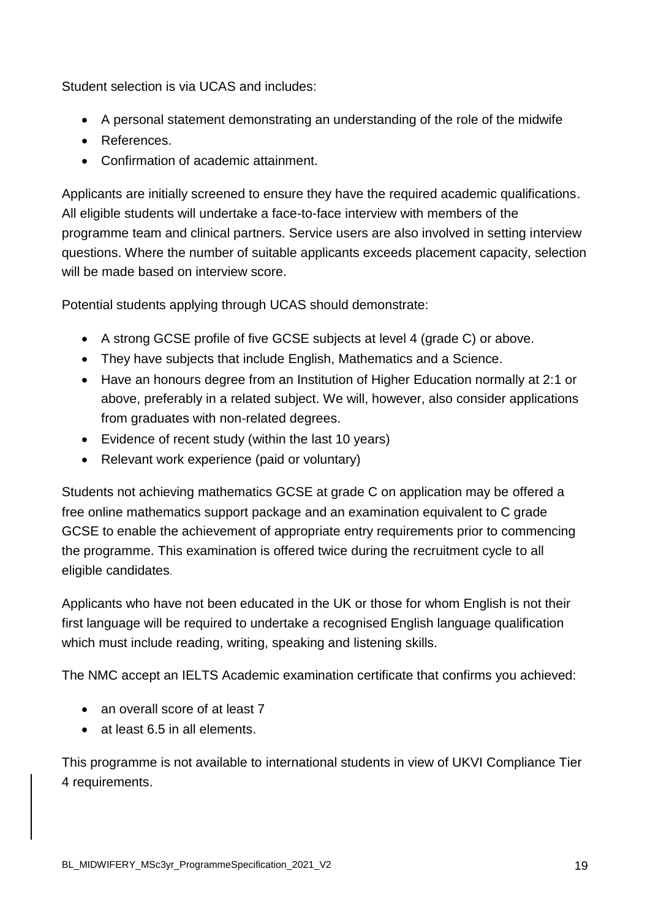Student selection is via UCAS and includes:

- A personal statement demonstrating an understanding of the role of the midwife
- References.
- Confirmation of academic attainment.

Applicants are initially screened to ensure they have the required academic qualifications. All eligible students will undertake a face-to-face interview with members of the programme team and clinical partners. Service users are also involved in setting interview questions. Where the number of suitable applicants exceeds placement capacity, selection will be made based on interview score.

Potential students applying through UCAS should demonstrate:

- A strong GCSE profile of five GCSE subjects at level 4 (grade C) or above.
- They have subjects that include English, Mathematics and a Science.
- Have an honours degree from an Institution of Higher Education normally at 2:1 or above, preferably in a related subject. We will, however, also consider applications from graduates with non-related degrees.
- Evidence of recent study (within the last 10 years)
- Relevant work experience (paid or voluntary)

Students not achieving mathematics GCSE at grade C on application may be offered a free online mathematics support package and an examination equivalent to C grade GCSE to enable the achievement of appropriate entry requirements prior to commencing the programme. This examination is offered twice during the recruitment cycle to all eligible candidates.

Applicants who have not been educated in the UK or those for whom English is not their first language will be required to undertake a recognised English language qualification which must include reading, writing, speaking and listening skills.

The NMC accept an IELTS Academic examination certificate that confirms you achieved:

- an overall score of at least 7
- at least 6.5 in all elements.

This programme is not available to international students in view of UKVI Compliance Tier 4 requirements.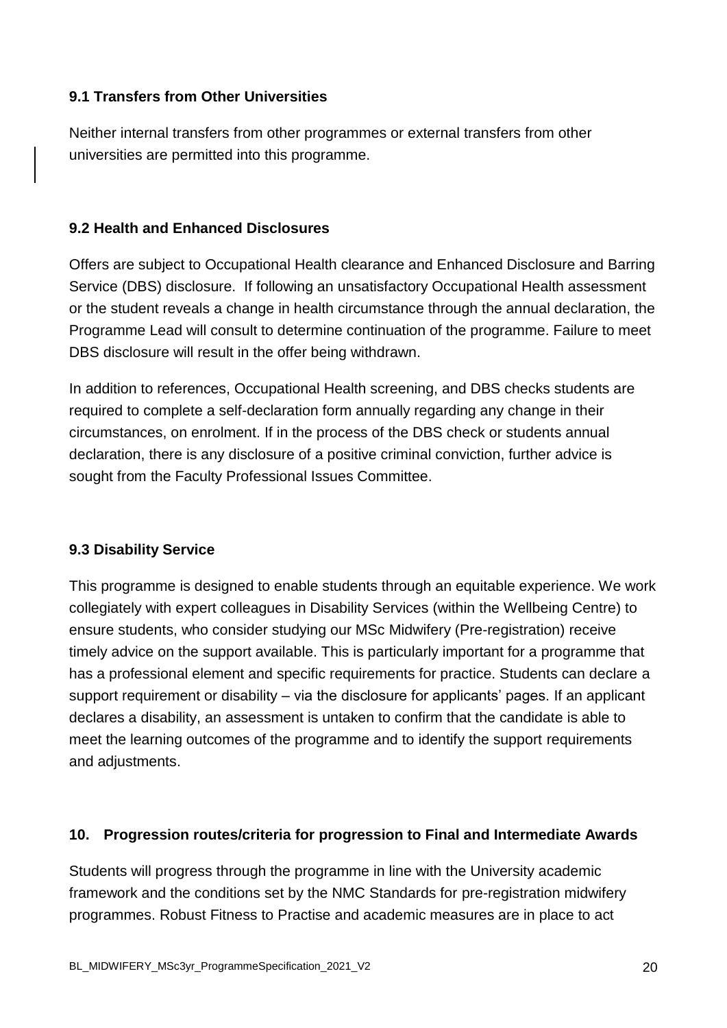### 9.1 Transfers from Other Universities

Neither internal transfers from other programmes or external transfers from other universities are permitted into this programme.

### 9.2 Health and Enhanced Disclosures

Offers are subject to Occupational Health clearance and Enhanced Disclosure and Barring Service (DBS) disclosure. If following an unsatisfactory Occupational Health assessment or the student reveals a change in health circumstance through the annual declaration, the Programme Lead will consult to determine continuation of the programme. Failure to meet DBS disclosure will result in the offer being withdrawn.

In addition to references, Occupational Health screening, and DBS checks students are required to complete a self-declaration form annually regarding any change in their circumstances, on enrolment. If in the process of the DBS check or students annual declaration, there is any disclosure of a positive criminal conviction, further advice is sought from the Faculty Professional Issues Committee.

### 9.3 Disability Service

This programme is designed to enable students through an equitable experience. We work collegiately with expert colleagues in Disability Services (within the Wellbeing Centre) to ensure students, who consider studying our MSc Midwifery (Pre-registration) receive timely advice on the support available. This is particularly important for a programme that has a professional element and specific requirements for practice. Students can declare a support requirement or disability – via the disclosure for applicants' pages. If an applicant declares a disability, an assessment is untaken to confirm that the candidate is able to meet the learning outcomes of the programme and to identify the support requirements and adjustments.

## 10. Progression routes/criteria for progression to Final and Intermediate Awards

Students will progress through the programme in line with the University academic framework and the conditions set by the NMC Standards for pre-registration midwifery programmes. Robust Fitness to Practise and academic measures are in place to act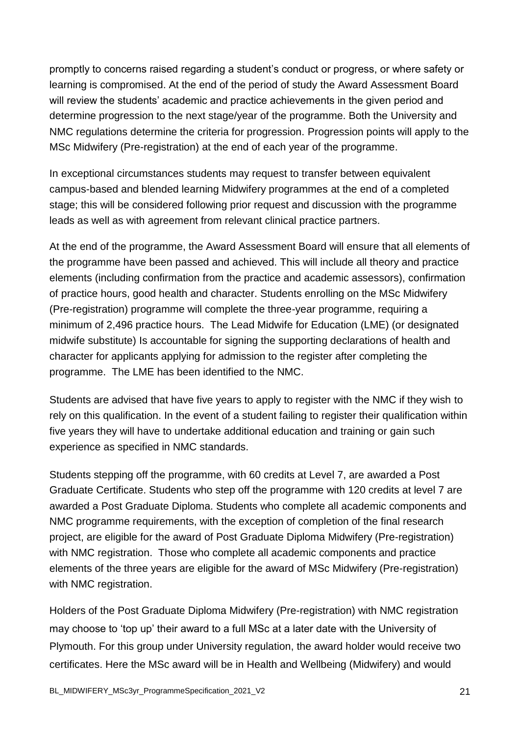promptly to concerns raised regarding a student's conduct or progress, or where safety or learning is compromised. At the end of the period of study the Award Assessment Board will review the students' academic and practice achievements in the given period and determine progression to the next stage/year of the programme. Both the University and NMC regulations determine the criteria for progression. Progression points will apply to the MSc Midwifery (Pre-registration) at the end of each year of the programme.

In exceptional circumstances students may request to transfer between equivalent campus-based and blended learning Midwifery programmes at the end of a completed stage; this will be considered following prior request and discussion with the programme leads as well as with agreement from relevant clinical practice partners.

At the end of the programme, the Award Assessment Board will ensure that all elements of the programme have been passed and achieved. This will include all theory and practice elements (including confirmation from the practice and academic assessors), confirmation of practice hours, good health and character. Students enrolling on the MSc Midwifery (Pre-registration) programme will complete the three-year programme, requiring a minimum of 2,496 practice hours. The Lead Midwife for Education (LME) (or designated midwife substitute) Is accountable for signing the supporting declarations of health and character for applicants applying for admission to the register after completing the programme. The LME has been identified to the NMC.

Students are advised that have five years to apply to register with the NMC if they wish to rely on this qualification. In the event of a student failing to register their qualification within five years they will have to undertake additional education and training or gain such experience as specified in NMC standards.

Students stepping off the programme, with 60 credits at Level 7, are awarded a Post Graduate Certificate. Students who step off the programme with 120 credits at level 7 are awarded a Post Graduate Diploma. Students who complete all academic components and NMC programme requirements, with the exception of completion of the final research project, are eligible for the award of Post Graduate Diploma Midwifery (Pre-registration) with NMC registration. Those who complete all academic components and practice elements of the three years are eligible for the award of MSc Midwifery (Pre-registration) with NMC registration.

Holders of the Post Graduate Diploma Midwifery (Pre-registration) with NMC registration may choose to 'top up' their award to a full MSc at a later date with the University of Plymouth. For this group under University regulation, the award holder would receive two certificates. Here the MSc award will be in Health and Wellbeing (Midwifery) and would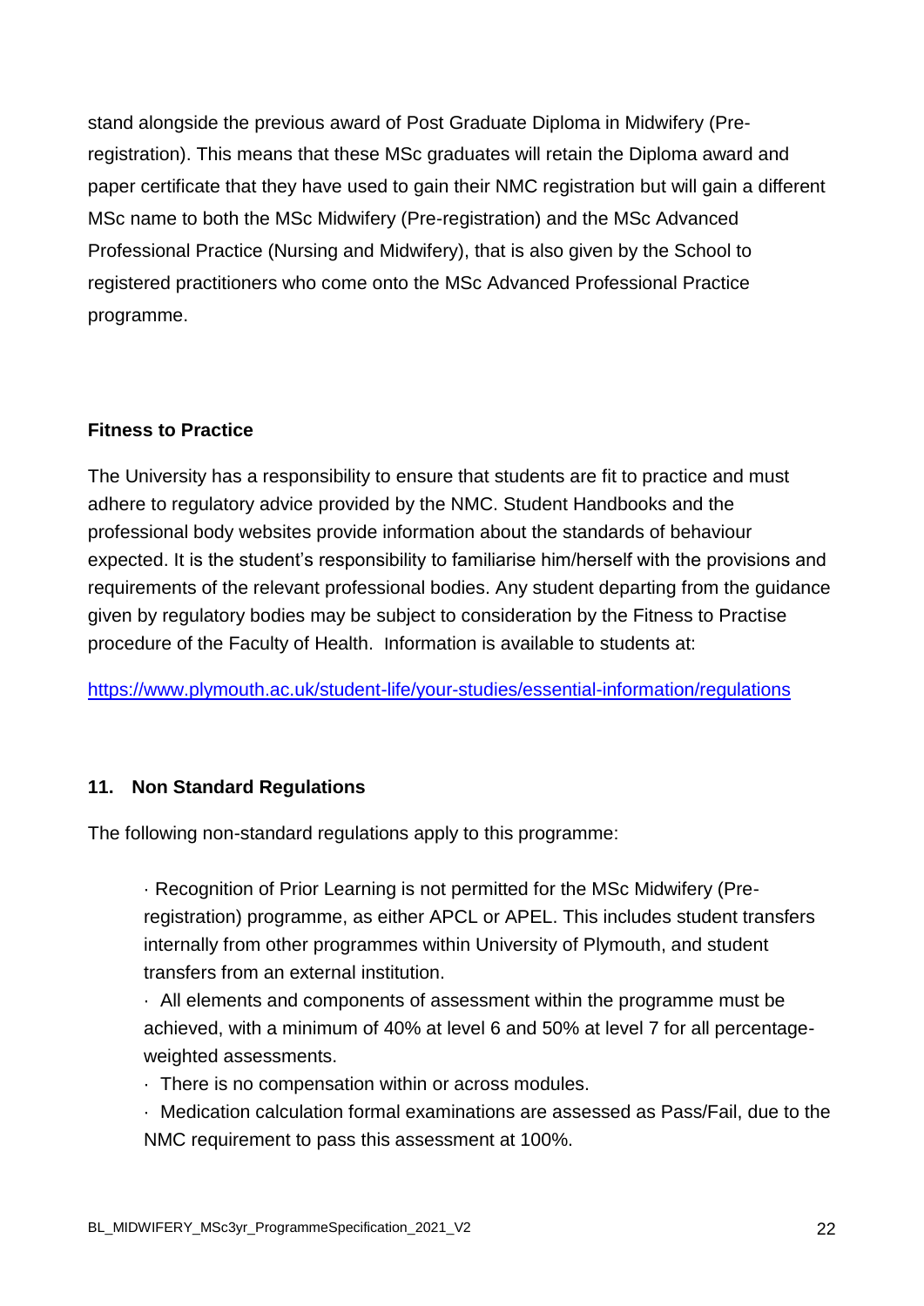stand alongside the previous award of Post Graduate Diploma in Midwifery (Pre-registration). This means that these MSc graduates will retain the Diploma award and paper certificate that they have used to gain their NMC registration but will gain a different MSc name to both the MSc Midwifery (Pre-registration) and the MSc Advanced Professional Practice (Nursing and Midwifery), that is also given by the School to registered practitioners who come onto the MSc Advanced Professional Practice programme.

**Fitness to Practice**

The University has a responsibility to ensure that students are fit to practice and must adhere to regulatory advice provided by the NMC. Student Handbooks and the professional body websites provide information about the standards of behaviour expected. It is the student's responsibility to familiarise him/herself with the provisions and requirements of the relevant professional bodies. Any student departing from the guidance given by regulatory bodies may be subject to consideration by the Fitness to Practise procedure of the Faculty of Health. Information is available to students at:

https://www.plymouth.ac.uk/student-life/your-studies/essential-information/regulations

## 11. Non Standard Regulations

The following non-standard regulations apply to this programme:

- Recognition of Prior Learning is not permitted for the MSc Midwifery (Pre-registration) programme, as either APCL or APEL. This includes student transfers internally from other programmes within University of Plymouth, and student transfers from an external institution.
- All elements and components of assessment within the programme must be achieved, with a minimum of 40% at level 6 and 50% at level 7 for all percentage-weighted assessments.
- There is no compensation within or across modules.
- Medication calculation formal examinations are assessed as Pass/Fail, due to the NMC requirement to pass this assessment at 100%.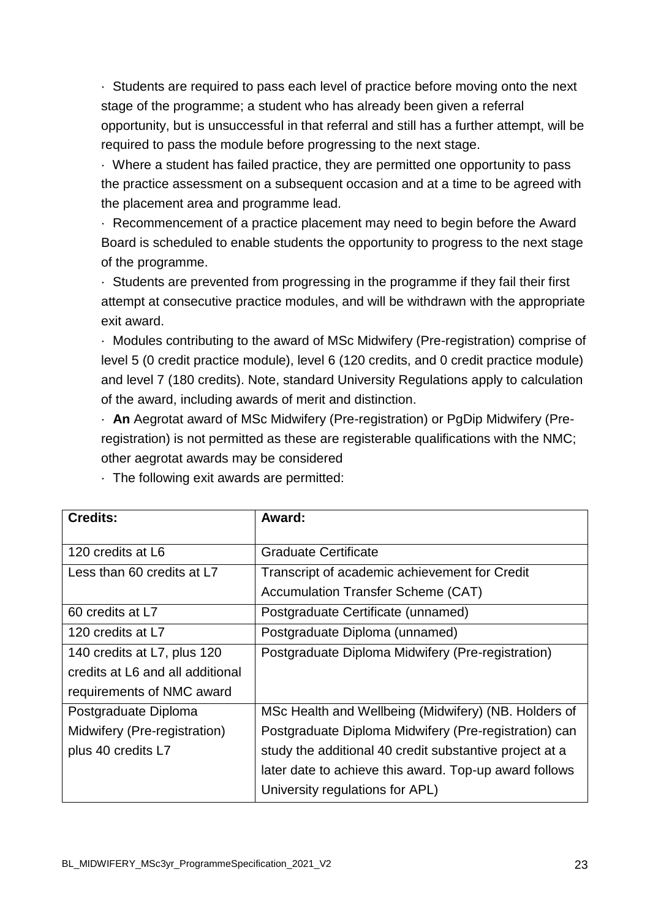- Students are required to pass each level of practice before moving onto the next stage of the programme; a student who has already been given a referral opportunity, but is unsuccessful in that referral and still has a further attempt, will be required to pass the module before progressing to the next stage.
- Where a student has failed practice, they are permitted one opportunity to pass the practice assessment on a subsequent occasion and at a time to be agreed with the placement area and programme lead.
- Recommencement of a practice placement may need to begin before the Award Board is scheduled to enable students the opportunity to progress to the next stage of the programme.
- Students are prevented from progressing in the programme if they fail their first attempt at consecutive practice modules, and will be withdrawn with the appropriate exit award.
- Modules contributing to the award of MSc Midwifery (Pre-registration) comprise of level 5 (0 credit practice module), level 6 (120 credits, and 0 credit practice module) and level 7 (180 credits). Note, standard University Regulations apply to calculation of the award, including awards of merit and distinction.
- **An** Aegrotat award of MSc Midwifery (Pre-registration) or PgDip Midwifery (Pre-registration) is not permitted as these are registerable qualifications with the NMC; other aegrotat awards may be considered
- The following exit awards are permitted:

| **Credits:** | **Award:** |
|---|---|
| 120 credits at L6 | Graduate Certificate |
| Less than 60 credits at L7 | Transcript of academic achievement for Credit Accumulation Transfer Scheme (CAT) |
| 60 credits at L7 | Postgraduate Certificate (unnamed) |
| 120 credits at L7 | Postgraduate Diploma (unnamed) |
| 140 credits at L7, plus 120 credits at L6 and all additional requirements of NMC award | Postgraduate Diploma Midwifery (Pre-registration) |
| Postgraduate Diploma Midwifery (Pre-registration) plus 40 credits L7 | MSc Health and Wellbeing (Midwifery) (NB. Holders of Postgraduate Diploma Midwifery (Pre-registration) can study the additional 40 credit substantive project at a later date to achieve this award. Top-up award follows University regulations for APL) |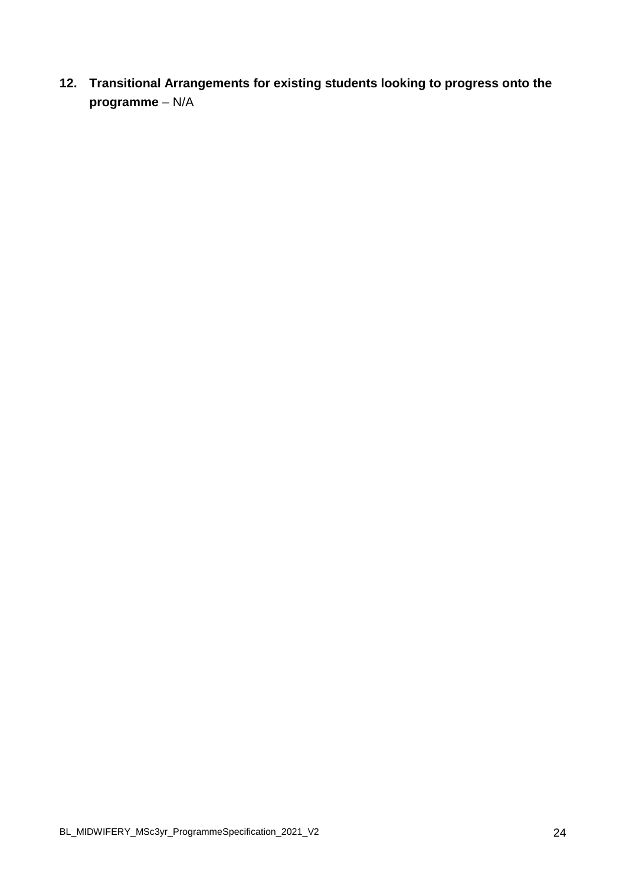## 12. Transitional Arrangements for existing students looking to progress onto the programme – N/A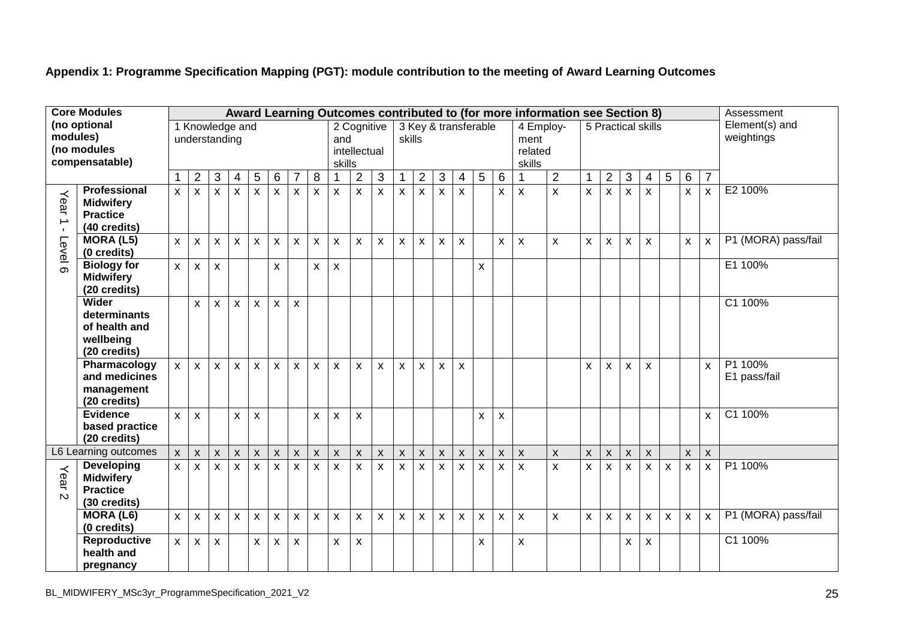**Appendix 1: Programme Specification Mapping (PGT): module contribution to the meeting of Award Learning Outcomes**

| Core Modules (no optional modules) (no modules compensatable) | | Award Learning Outcomes contributed to (for more information see Section 8) | | | | | | | | | | | | | | | | | | | | | | | | | | Assessment Element(s) and weightings |
|---|---|---|---|---|---|---|---|---|---|---|---|---|---|---|---|---|---|---|---|---|---|---|---|---|---|---|---|---|
| | | 1 Knowledge and understanding | | | | | | | | 2 Cognitive and intellectual skills | | | 3 Key & transferable skills | | | | | | 4 Employ-ment related skills | | 5 Practical skills | | | | | | | |
| | | 1 | 2 | 3 | 4 | 5 | 6 | 7 | 8 | 1 | 2 | 3 | 1 | 2 | 3 | 4 | 5 | 6 | 1 | 2 | 1 | 2 | 3 | 4 | 5 | 6 | 7 | |
| Year 1 - Level 6 | **Professional Midwifery Practice (40 credits)** | x | x | x | x | x | x | x | x | x | x | x | x | x | x | x | | x | x | x | x | x | x | x | | x | x | E2 100% |
| | **MORA (L5) (0 credits)** | x | x | x | x | x | x | x | x | x | x | x | x | x | x | x | | x | x | x | x | x | x | x | | x | x | P1 (MORA) pass/fail |
| | **Biology for Midwifery (20 credits)** | x | x | x | | | x | | x | x | | | | | | | x | | | | | | | | | | | E1 100% |
| | **Wider determinants of health and wellbeing (20 credits)** | | x | x | x | x | x | x | | | | | | | | | | | | | | | | | | | | C1 100% |
| | **Pharmacology and medicines management (20 credits)** | x | x | x | x | x | x | x | x | x | x | x | x | x | x | x | | | | | x | x | x | x | | | x | P1 100%<br>E1 pass/fail |
| | **Evidence based practice (20 credits)** | x | x | | x | x | | | x | x | x | | | | | | x | x | | | | | | | | | x | C1 100% |
| L6 Learning outcomes | | x | x | x | x | x | x | x | x | x | x | x | x | x | x | x | x | x | x | x | x | x | x | x | | x | x | |
| Year 2 | **Developing Midwifery Practice (30 credits)** | x | x | x | x | x | x | x | x | x | x | x | x | x | x | x | x | x | x | x | x | x | x | x | x | x | x | P1 100% |
| | **MORA (L6) (0 credits)** | x | x | x | x | x | x | x | x | x | x | x | x | x | x | x | x | x | x | x | x | x | x | x | x | x | x | P1 (MORA) pass/fail |
| | **Reproductive health and pregnancy** | x | x | x | | x | x | x | | x | x | | | | | | x | | x | | | | x | x | | | | C1 100% |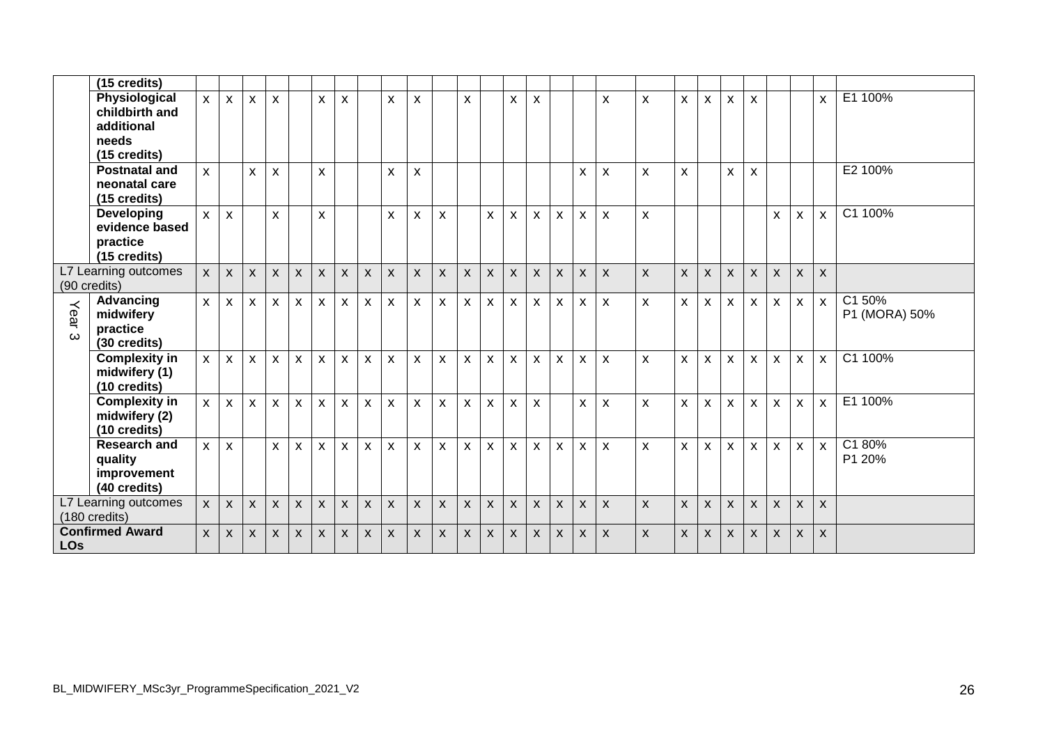| | | | | | | | | | | | | | | | | | | | | | | | | | | | | |
|---|---|---|---|---|---|---|---|---|---|---|---|---|---|---|---|---|---|---|---|---|---|---|---|---|---|---|---|---|
| | **(15 credits)** | | | | | | | | | | | | | | | | | | | | | | | | | | | |
| | **Physiological childbirth and additional needs (15 credits)** | x | x | x | x | | x | x | | x | x | | x | | x | x | | | x | x | x | x | x | x | | | x | E1 100% |
| | **Postnatal and neonatal care (15 credits)** | x | | x | x | | x | | | x | x | | | | | | | x | x | x | x | | x | x | | | | E2 100% |
| | **Developing evidence based practice (15 credits)** | x | x | | x | | x | | | x | x | x | | x | x | x | x | x | x | x | | | | | x | x | x | C1 100% |
| L7 Learning outcomes (90 credits) | | x | x | x | x | x | x | x | x | x | x | x | x | x | x | x | x | x | x | x | x | x | x | x | x | x | x | |
| Year 3 | **Advancing midwifery practice (30 credits)** | x | x | x | x | x | x | x | x | x | x | x | x | x | x | x | x | x | x | x | x | x | x | x | x | x | x | C1 50% P1 (MORA) 50% |
| | **Complexity in midwifery (1) (10 credits)** | x | x | x | x | x | x | x | x | x | x | x | x | x | x | x | x | x | x | x | x | x | x | x | x | x | x | C1 100% |
| | **Complexity in midwifery (2) (10 credits)** | x | x | x | x | x | x | x | x | x | x | x | x | x | x | x | | x | x | x | x | x | x | x | x | x | x | E1 100% |
| | **Research and quality improvement (40 credits)** | x | x | | x | x | x | x | x | x | x | x | x | x | x | x | x | x | x | x | x | x | x | x | x | x | x | C1 80% P1 20% |
| L7 Learning outcomes (180 credits) | | x | x | x | x | x | x | x | x | x | x | x | x | x | x | x | x | x | x | x | x | x | x | x | x | x | x | |
| **Confirmed Award LOs** | | x | x | x | x | x | x | x | x | x | x | x | x | x | x | x | x | x | x | x | x | x | x | x | x | x | x | |

BL_MIDWIFERY_MSc3yr_ProgrammeSpecification_2021_V2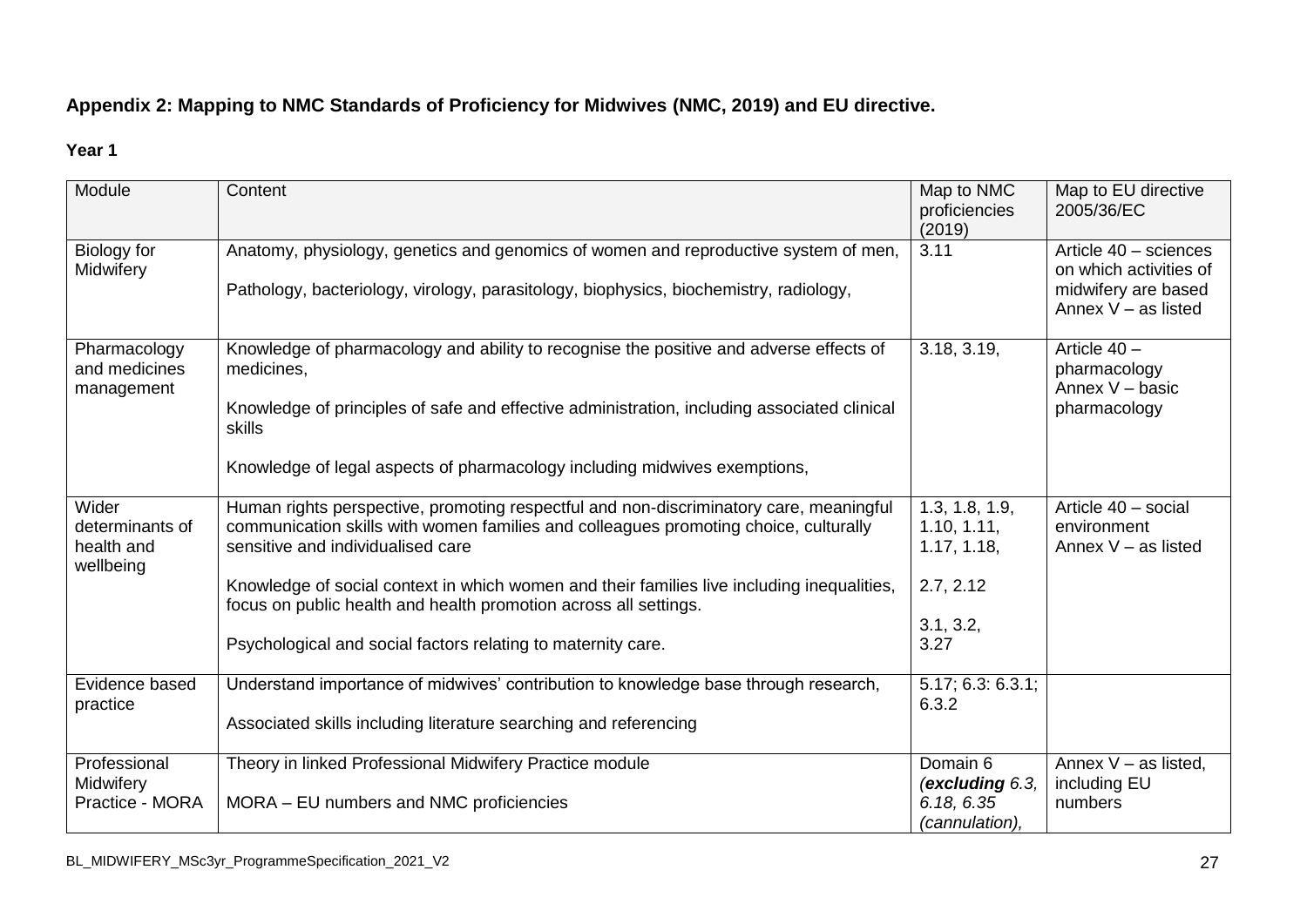**Appendix 2: Mapping to NMC Standards of Proficiency for Midwives (NMC, 2019) and EU directive.**

**Year 1**

| Module | Content | Map to NMC proficiencies (2019) | Map to EU directive 2005/36/EC |
|---|---|---|---|
| Biology for Midwifery | Anatomy, physiology, genetics and genomics of women and reproductive system of men,<br><br>Pathology, bacteriology, virology, parasitology, biophysics, biochemistry, radiology, | 3.11 | Article 40 – sciences on which activities of midwifery are based Annex V – as listed |
| Pharmacology and medicines management | Knowledge of pharmacology and ability to recognise the positive and adverse effects of medicines,<br><br>Knowledge of principles of safe and effective administration, including associated clinical skills<br><br>Knowledge of legal aspects of pharmacology including midwives exemptions, | 3.18, 3.19, | Article 40 – pharmacology Annex V – basic pharmacology |
| Wider determinants of health and wellbeing | Human rights perspective, promoting respectful and non-discriminatory care, meaningful communication skills with women families and colleagues promoting choice, culturally sensitive and individualised care<br><br>Knowledge of social context in which women and their families live including inequalities, focus on public health and health promotion across all settings.<br><br>Psychological and social factors relating to maternity care. | 1.3, 1.8, 1.9, 1.10, 1.11, 1.17, 1.18,<br><br>2.7, 2.12<br><br>3.1, 3.2, 3.27 | Article 40 – social environment Annex V – as listed |
| Evidence based practice | Understand importance of midwives' contribution to knowledge base through research,<br><br>Associated skills including literature searching and referencing | 5.17; 6.3: 6.3.1; 6.3.2 | |
| Professional Midwifery Practice - MORA | Theory in linked Professional Midwifery Practice module<br><br>MORA – EU numbers and NMC proficiencies | Domain 6 (***excluding*** *6.3, 6.18, 6.35 (cannulation),* | Annex V – as listed, including EU numbers |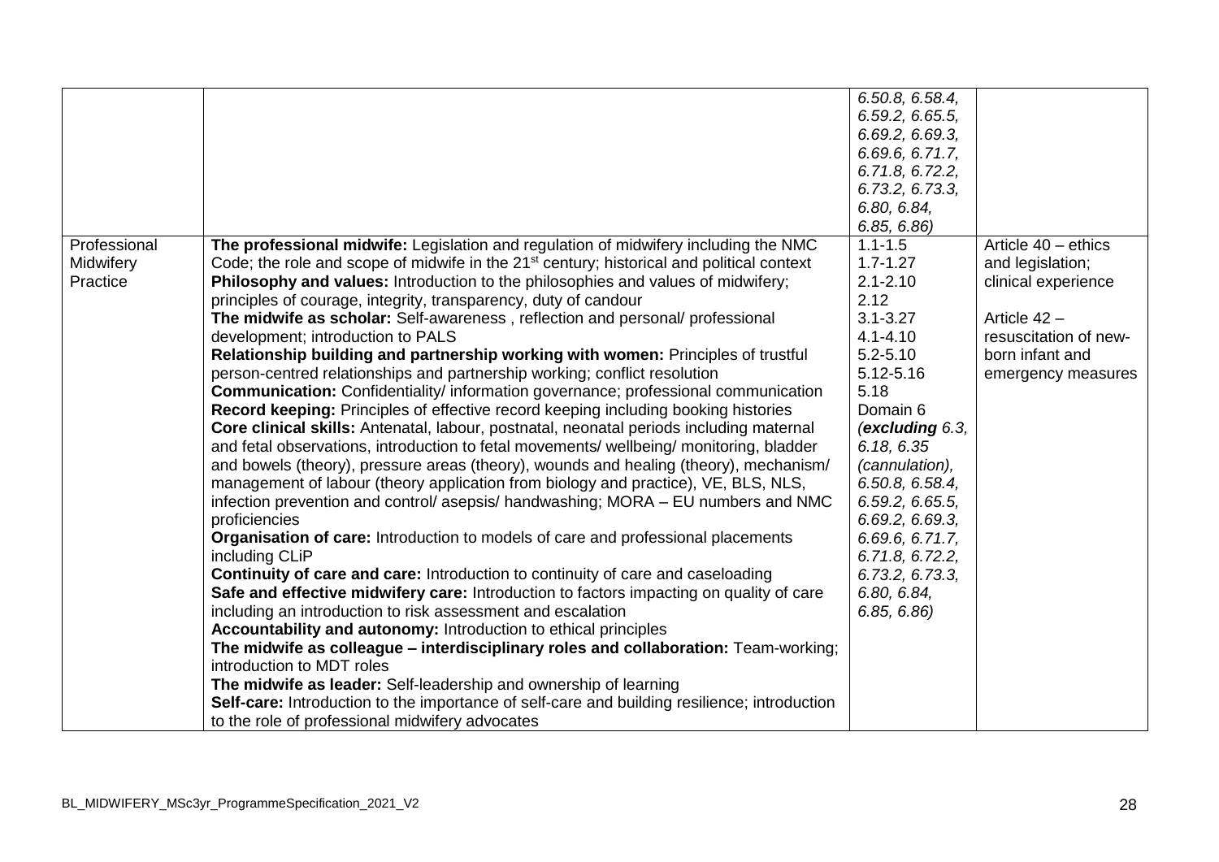| | | | |
|---|---|---|---|
| | | *6.50.8, 6.58.4, 6.59.2, 6.65.5, 6.69.2, 6.69.3, 6.69.6, 6.71.7, 6.71.8, 6.72.2, 6.73.2, 6.73.3, 6.80, 6.84, 6.85, 6.86)* | |
| Professional Midwifery Practice | **The professional midwife:** Legislation and regulation of midwifery including the NMC Code; the role and scope of midwife in the 21st century; historical and political context<br>**Philosophy and values:** Introduction to the philosophies and values of midwifery; principles of courage, integrity, transparency, duty of candour<br>**The midwife as scholar:** Self-awareness , reflection and personal/ professional development; introduction to PALS<br>**Relationship building and partnership working with women:** Principles of trustful person-centred relationships and partnership working; conflict resolution<br>**Communication:** Confidentiality/ information governance; professional communication<br>**Record keeping:** Principles of effective record keeping including booking histories<br>**Core clinical skills:** Antenatal, labour, postnatal, neonatal periods including maternal and fetal observations, introduction to fetal movements/ wellbeing/ monitoring, bladder and bowels (theory), pressure areas (theory), wounds and healing (theory), mechanism/ management of labour (theory application from biology and practice), VE, BLS, NLS, infection prevention and control/ asepsis/ handwashing; MORA – EU numbers and NMC proficiencies<br>**Organisation of care:** Introduction to models of care and professional placements including CLiP<br>**Continuity of care and care:** Introduction to continuity of care and caseloading<br>**Safe and effective midwifery care:** Introduction to factors impacting on quality of care including an introduction to risk assessment and escalation<br>**Accountability and autonomy:** Introduction to ethical principles<br>**The midwife as colleague – interdisciplinary roles and collaboration:** Team-working; introduction to MDT roles<br>**The midwife as leader:** Self-leadership and ownership of learning<br>**Self-care:** Introduction to the importance of self-care and building resilience; introduction to the role of professional midwifery advocates | 1.1-1.5<br>1.7-1.27<br>2.1-2.10<br>2.12<br>3.1-3.27<br>4.1-4.10<br>5.2-5.10<br>5.12-5.16<br>5.18<br>Domain 6<br>*(**excluding** 6.3, 6.18, 6.35 (cannulation), 6.50.8, 6.58.4, 6.59.2, 6.65.5, 6.69.2, 6.69.3, 6.69.6, 6.71.7, 6.71.8, 6.72.2, 6.73.2, 6.73.3, 6.80, 6.84, 6.85, 6.86)* | Article 40 – ethics and legislation; clinical experience<br><br>Article 42 – resuscitation of new-born infant and emergency measures |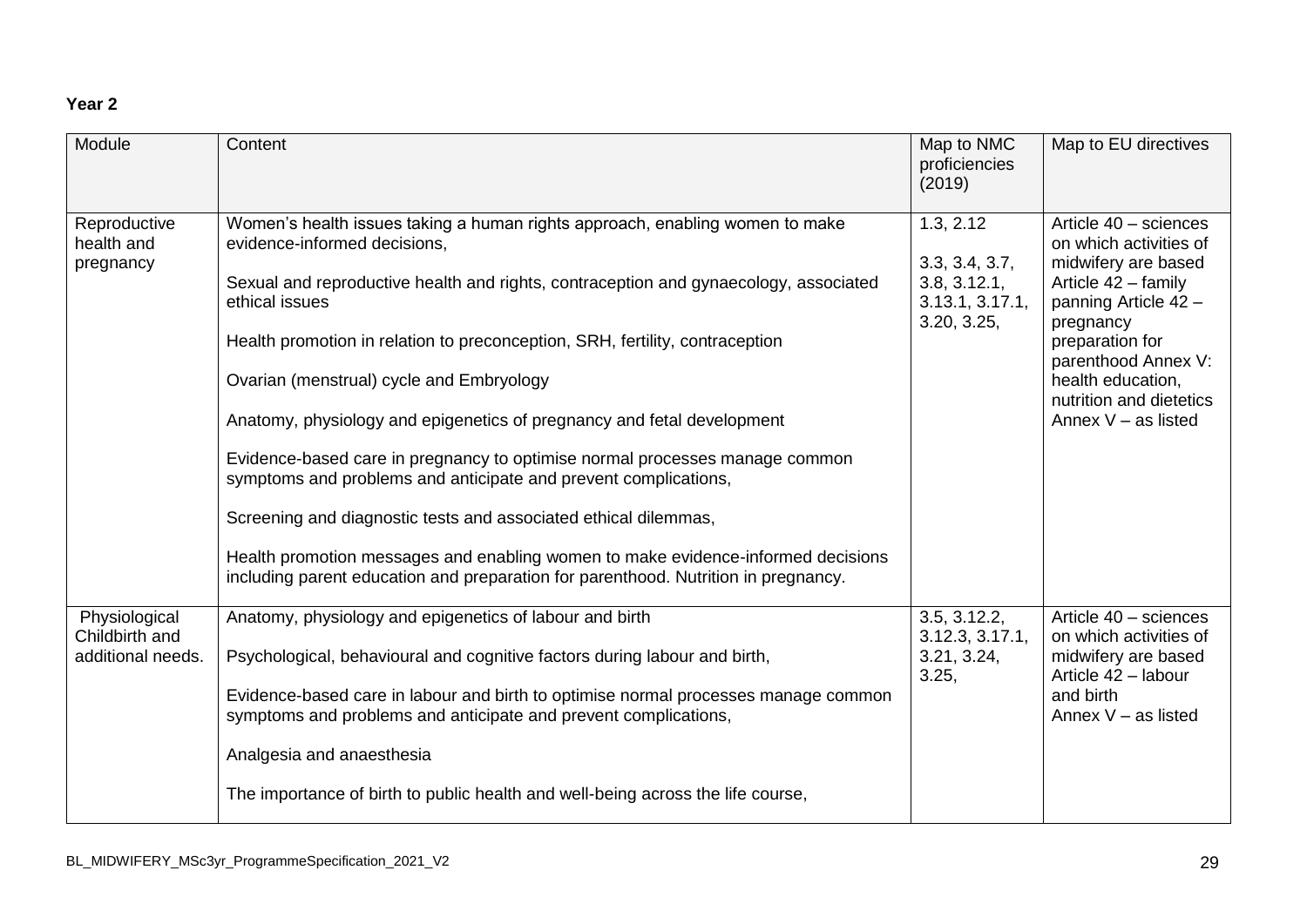**Year 2**

| Module | Content | Map to NMC proficiencies (2019) | Map to EU directives |
|---|---|---|---|
| Reproductive health and pregnancy | Women's health issues taking a human rights approach, enabling women to make evidence-informed decisions,<br><br>Sexual and reproductive health and rights, contraception and gynaecology, associated ethical issues<br><br>Health promotion in relation to preconception, SRH, fertility, contraception<br><br>Ovarian (menstrual) cycle and Embryology<br><br>Anatomy, physiology and epigenetics of pregnancy and fetal development<br><br>Evidence-based care in pregnancy to optimise normal processes manage common symptoms and problems and anticipate and prevent complications,<br><br>Screening and diagnostic tests and associated ethical dilemmas,<br><br>Health promotion messages and enabling women to make evidence-informed decisions including parent education and preparation for parenthood. Nutrition in pregnancy. | 1.3, 2.12<br><br>3.3, 3.4, 3.7, 3.8, 3.12.1, 3.13.1, 3.17.1, 3.20, 3.25, | Article 40 – sciences on which activities of midwifery are based Article 42 – family panning Article 42 – pregnancy preparation for parenthood Annex V: health education, nutrition and dietetics Annex V – as listed |
| Physiological Childbirth and additional needs. | Anatomy, physiology and epigenetics of labour and birth<br><br>Psychological, behavioural and cognitive factors during labour and birth,<br><br>Evidence-based care in labour and birth to optimise normal processes manage common symptoms and problems and anticipate and prevent complications,<br><br>Analgesia and anaesthesia<br><br>The importance of birth to public health and well-being across the life course, | 3.5, 3.12.2, 3.12.3, 3.17.1, 3.21, 3.24, 3.25, | Article 40 – sciences on which activities of midwifery are based Article 42 – labour and birth Annex V – as listed |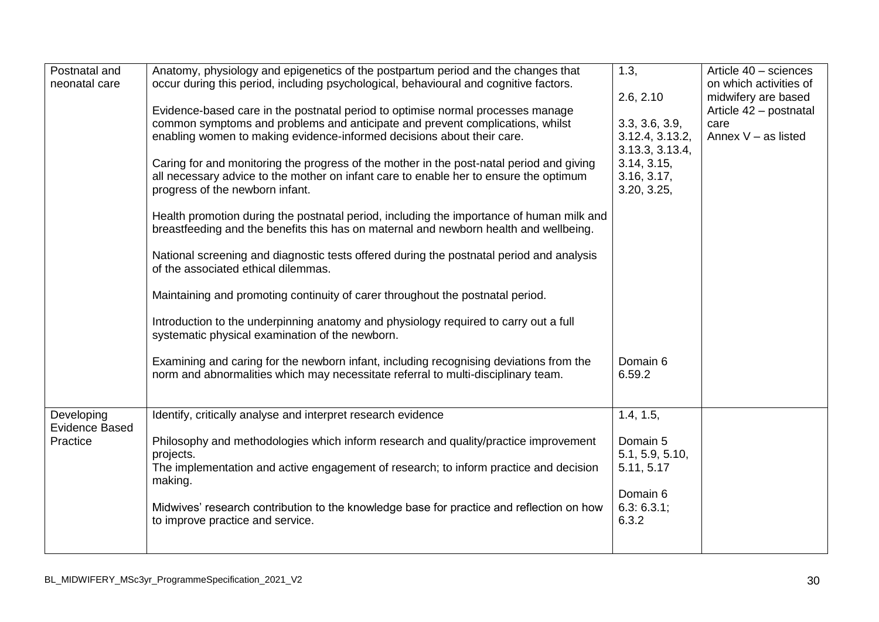| | | | |
|---|---|---|---|
| Postnatal and neonatal care | Anatomy, physiology and epigenetics of the postpartum period and the changes that occur during this period, including psychological, behavioural and cognitive factors.<br><br>Evidence-based care in the postnatal period to optimise normal processes manage common symptoms and problems and anticipate and prevent complications, whilst enabling women to making evidence-informed decisions about their care.<br><br>Caring for and monitoring the progress of the mother in the post-natal period and giving all necessary advice to the mother on infant care to enable her to ensure the optimum progress of the newborn infant.<br><br>Health promotion during the postnatal period, including the importance of human milk and breastfeeding and the benefits this has on maternal and newborn health and wellbeing.<br><br>National screening and diagnostic tests offered during the postnatal period and analysis of the associated ethical dilemmas.<br><br>Maintaining and promoting continuity of carer throughout the postnatal period.<br><br>Introduction to the underpinning anatomy and physiology required to carry out a full systematic physical examination of the newborn.<br><br>Examining and caring for the newborn infant, including recognising deviations from the norm and abnormalities which may necessitate referral to multi-disciplinary team. | 1.3,<br><br>2.6, 2.10<br><br>3.3, 3.6, 3.9, 3.12.4, 3.13.2, 3.13.3, 3.13.4, 3.14, 3.15, 3.16, 3.17, 3.20, 3.25,<br><br>Domain 6<br>6.59.2 | Article 40 – sciences on which activities of midwifery are based<br>Article 42 – postnatal care<br>Annex V – as listed |
| Developing Evidence Based Practice | Identify, critically analyse and interpret research evidence<br><br>Philosophy and methodologies which inform research and quality/practice improvement projects.<br>The implementation and active engagement of research; to inform practice and decision making.<br><br>Midwives' research contribution to the knowledge base for practice and reflection on how to improve practice and service. | 1.4, 1.5,<br><br>Domain 5<br>5.1, 5.9, 5.10, 5.11, 5.17<br><br>Domain 6<br>6.3: 6.3.1;<br>6.3.2 | |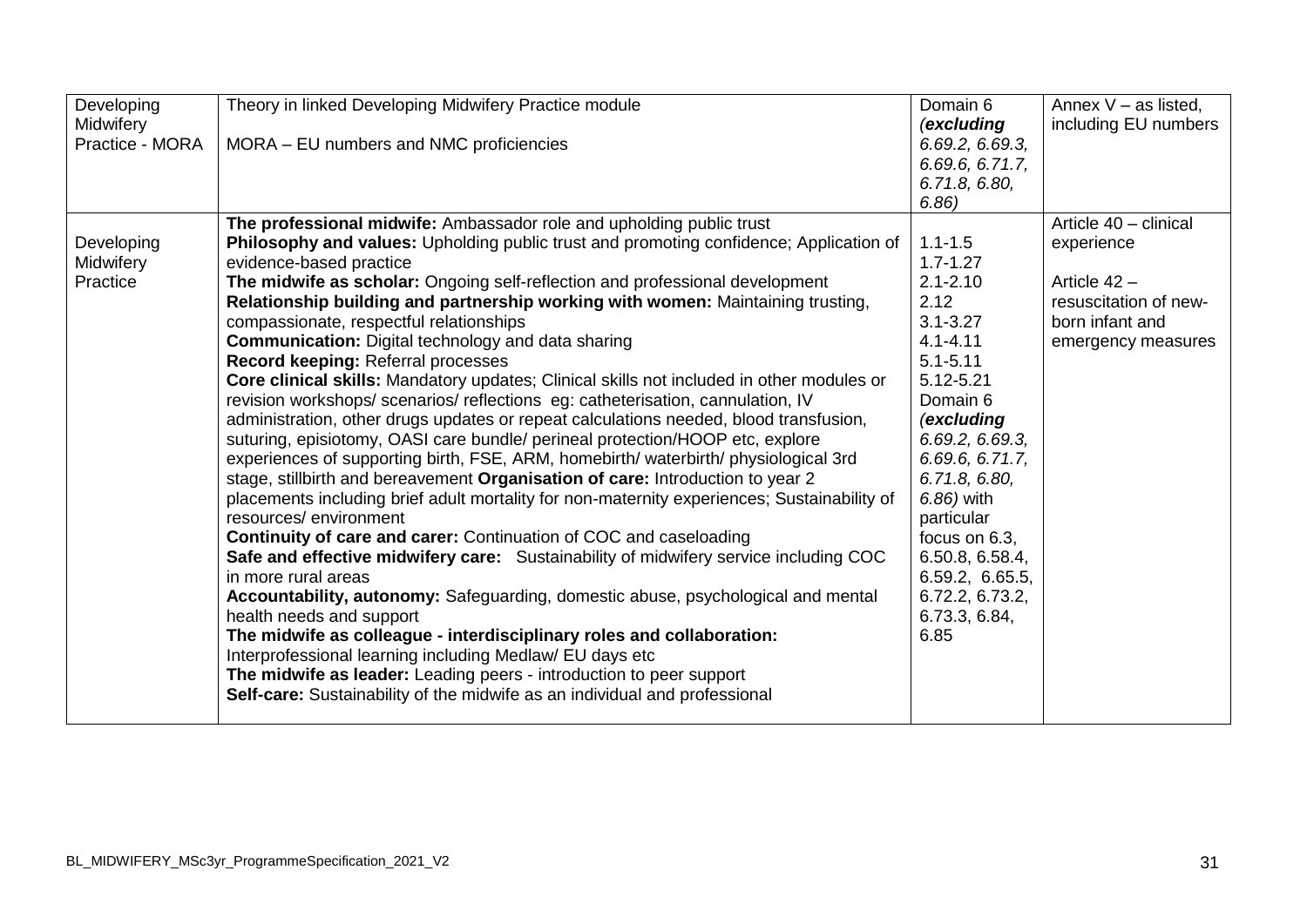| | | | |
|---|---|---|---|
| Developing Midwifery Practice - MORA | Theory in linked Developing Midwifery Practice module<br><br>MORA – EU numbers and NMC proficiencies | Domain 6 (***excluding*** *6.69.2, 6.69.3, 6.69.6, 6.71.7, 6.71.8, 6.80, 6.86)* | Annex V – as listed, including EU numbers |
| Developing Midwifery Practice | **The professional midwife:** Ambassador role and upholding public trust<br>**Philosophy and values:** Upholding public trust and promoting confidence; Application of evidence-based practice<br>**The midwife as scholar:** Ongoing self-reflection and professional development<br>**Relationship building and partnership working with women:** Maintaining trusting, compassionate, respectful relationships<br>**Communication:** Digital technology and data sharing<br>**Record keeping:** Referral processes<br>**Core clinical skills:** Mandatory updates; Clinical skills not included in other modules or revision workshops/ scenarios/ reflections eg: catheterisation, cannulation, IV administration, other drugs updates or repeat calculations needed, blood transfusion, suturing, episiotomy, OASI care bundle/ perineal protection/HOOP etc, explore experiences of supporting birth, FSE, ARM, homebirth/ waterbirth/ physiological 3rd stage, stillbirth and bereavement **Organisation of care:** Introduction to year 2 placements including brief adult mortality for non-maternity experiences; Sustainability of resources/ environment<br>**Continuity of care and carer:** Continuation of COC and caseloading<br>**Safe and effective midwifery care:** Sustainability of midwifery service including COC in more rural areas<br>**Accountability, autonomy:** Safeguarding, domestic abuse, psychological and mental health needs and support<br>**The midwife as colleague - interdisciplinary roles and collaboration:** Interprofessional learning including Medlaw/ EU days etc<br>**The midwife as leader:** Leading peers - introduction to peer support<br>**Self-care:** Sustainability of the midwife as an individual and professional | 1.1-1.5<br>1.7-1.27<br>2.1-2.10<br>2.12<br>3.1-3.27<br>4.1-4.11<br>5.1-5.11<br>5.12-5.21<br>Domain 6 (***excluding*** *6.69.2, 6.69.3, 6.69.6, 6.71.7, 6.71.8, 6.80, 6.86)* with particular focus on 6.3, 6.50.8, 6.58.4, 6.59.2, 6.65.5, 6.72.2, 6.73.2, 6.73.3, 6.84, 6.85 | Article 40 – clinical experience<br><br>Article 42 – resuscitation of new-born infant and emergency measures |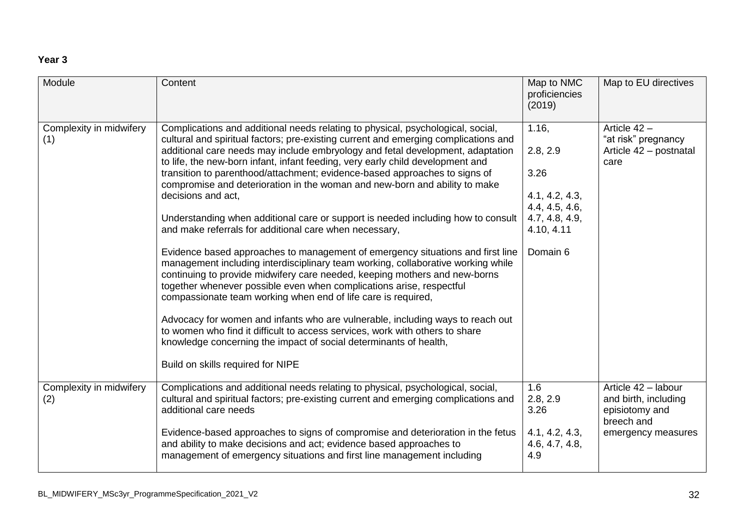**Year 3**

| Module | Content | Map to NMC proficiencies (2019) | Map to EU directives |
|---|---|---|---|
| Complexity in midwifery (1) | Complications and additional needs relating to physical, psychological, social, cultural and spiritual factors; pre-existing current and emerging complications and additional care needs may include embryology and fetal development, adaptation to life, the new-born infant, infant feeding, very early child development and transition to parenthood/attachment; evidence-based approaches to signs of compromise and deterioration in the woman and new-born and ability to make decisions and act,<br><br>Understanding when additional care or support is needed including how to consult and make referrals for additional care when necessary,<br><br>Evidence based approaches to management of emergency situations and first line management including interdisciplinary team working, collaborative working while continuing to provide midwifery care needed, keeping mothers and new-borns together whenever possible even when complications arise, respectful compassionate team working when end of life care is required,<br><br>Advocacy for women and infants who are vulnerable, including ways to reach out to women who find it difficult to access services, work with others to share knowledge concerning the impact of social determinants of health,<br><br>Build on skills required for NIPE | 1.16,<br><br>2.8, 2.9<br><br>3.26<br><br>4.1, 4.2, 4.3, 4.4, 4.5, 4.6, 4.7, 4.8, 4.9, 4.10, 4.11<br><br>Domain 6 | Article 42 – "at risk" pregnancy<br>Article 42 – postnatal care |
| Complexity in midwifery (2) | Complications and additional needs relating to physical, psychological, social, cultural and spiritual factors; pre-existing current and emerging complications and additional care needs<br><br>Evidence-based approaches to signs of compromise and deterioration in the fetus and ability to make decisions and act; evidence based approaches to management of emergency situations and first line management including | 1.6<br>2.8, 2.9<br>3.26<br><br>4.1, 4.2, 4.3, 4.6, 4.7, 4.8, 4.9 | Article 42 – labour and birth, including episiotomy and breech and emergency measures |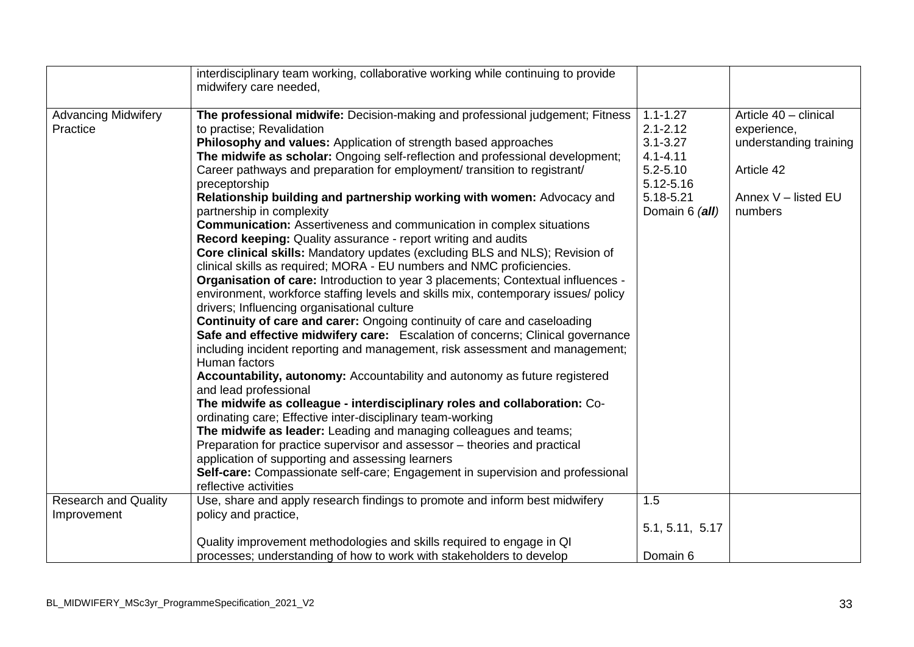| | | | |
|---|---|---|---|
| | interdisciplinary team working, collaborative working while continuing to provide midwifery care needed, | | |
| Advancing Midwifery Practice | **The professional midwife:** Decision-making and professional judgement; Fitness to practise; Revalidation<br>**Philosophy and values:** Application of strength based approaches<br>**The midwife as scholar:** Ongoing self-reflection and professional development; Career pathways and preparation for employment/ transition to registrant/ preceptorship<br>**Relationship building and partnership working with women:** Advocacy and partnership in complexity<br>**Communication:** Assertiveness and communication in complex situations<br>**Record keeping:** Quality assurance - report writing and audits<br>**Core clinical skills:** Mandatory updates (excluding BLS and NLS); Revision of clinical skills as required; MORA - EU numbers and NMC proficiencies.<br>**Organisation of care:** Introduction to year 3 placements; Contextual influences - environment, workforce staffing levels and skills mix, contemporary issues/ policy drivers; Influencing organisational culture<br>**Continuity of care and carer:** Ongoing continuity of care and caseloading<br>**Safe and effective midwifery care:** Escalation of concerns; Clinical governance including incident reporting and management, risk assessment and management; Human factors<br>**Accountability, autonomy:** Accountability and autonomy as future registered and lead professional<br>**The midwife as colleague - interdisciplinary roles and collaboration:** Co-ordinating care; Effective inter-disciplinary team-working<br>**The midwife as leader:** Leading and managing colleagues and teams; Preparation for practice supervisor and assessor – theories and practical application of supporting and assessing learners<br>**Self-care:** Compassionate self-care; Engagement in supervision and professional reflective activities | 1.1-1.27<br>2.1-2.12<br>3.1-3.27<br>4.1-4.11<br>5.2-5.10<br>5.12-5.16<br>5.18-5.21<br>Domain 6 ***(all)*** | Article 40 – clinical experience, understanding training<br><br>Article 42<br><br>Annex V – listed EU numbers |
| Research and Quality Improvement | Use, share and apply research findings to promote and inform best midwifery policy and practice,<br><br>Quality improvement methodologies and skills required to engage in QI processes; understanding of how to work with stakeholders to develop | 1.5<br><br>5.1, 5.11, 5.17<br><br>Domain 6 | |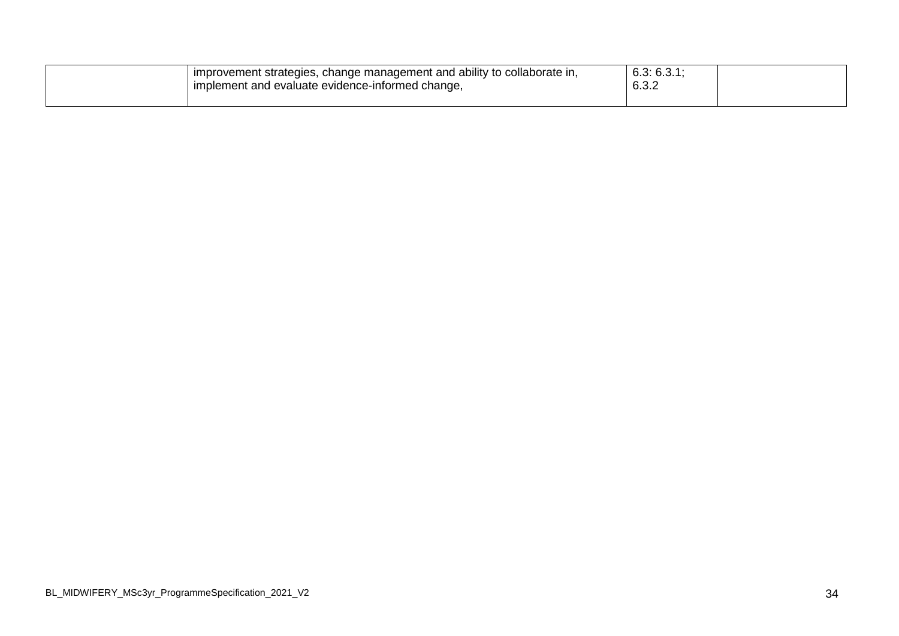| | | | |
|---|---|---|---|
| | improvement strategies, change management and ability to collaborate in, implement and evaluate evidence-informed change, | 6.3: 6.3.1; 6.3.2 | |